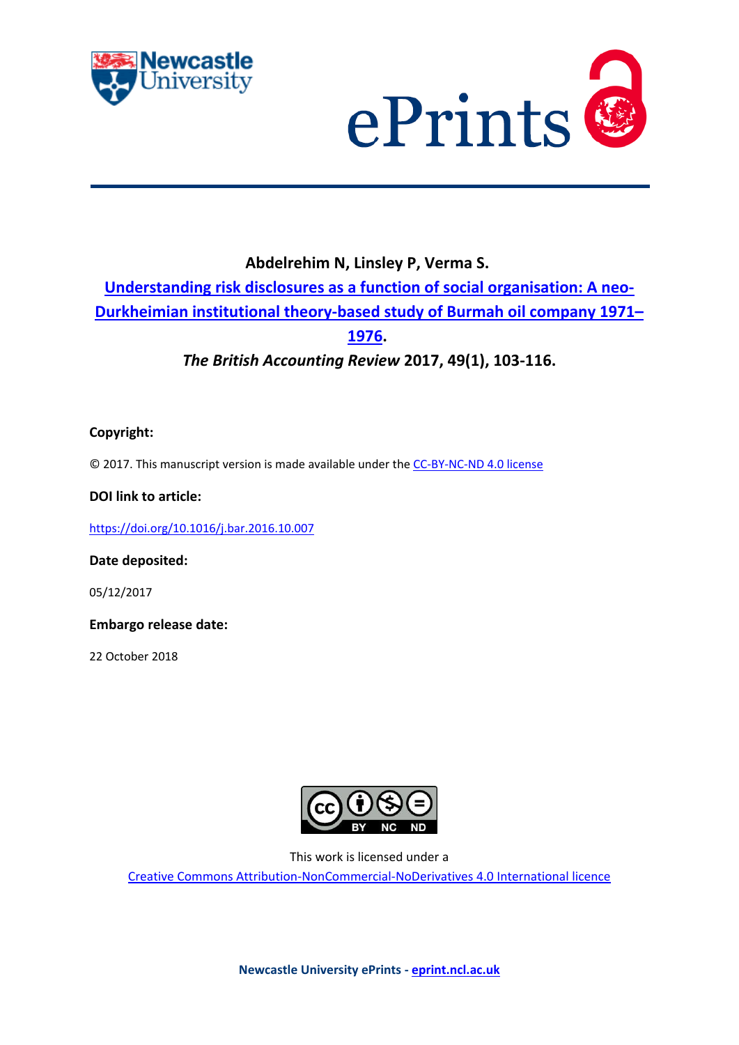**Abdelrehim N, Linsley P, Verma S.**

**Understanding risk disclosures as a function of social organisation: A neo-Durkheimian institutional theory-based study of Burmah oil company 1971–1976.**

***The British Accounting Review* 2017, 49(1), 103-116.**

**Copyright:**

© 2017. This manuscript version is made available under the CC-BY-NC-ND 4.0 license

**DOI link to article:**

https://doi.org/10.1016/j.bar.2016.10.007

**Date deposited:**

05/12/2017

**Embargo release date:**

22 October 2018

This work is licensed under a

Creative Commons Attribution-NonCommercial-NoDerivatives 4.0 International licence

**Newcastle University ePrints - eprint.ncl.ac.uk**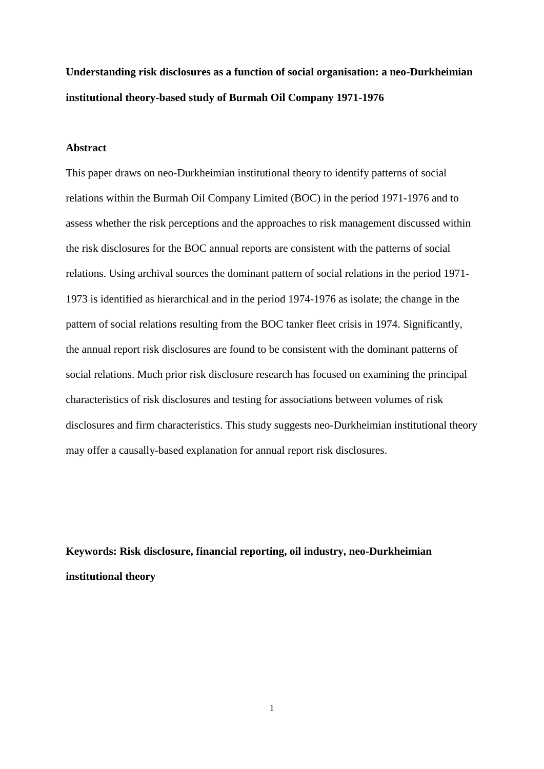**Understanding risk disclosures as a function of social organisation: a neo-Durkheimian institutional theory-based study of Burmah Oil Company 1971-1976**

**Abstract**

This paper draws on neo-Durkheimian institutional theory to identify patterns of social relations within the Burmah Oil Company Limited (BOC) in the period 1971-1976 and to assess whether the risk perceptions and the approaches to risk management discussed within the risk disclosures for the BOC annual reports are consistent with the patterns of social relations. Using archival sources the dominant pattern of social relations in the period 1971-1973 is identified as hierarchical and in the period 1974-1976 as isolate; the change in the pattern of social relations resulting from the BOC tanker fleet crisis in 1974. Significantly, the annual report risk disclosures are found to be consistent with the dominant patterns of social relations. Much prior risk disclosure research has focused on examining the principal characteristics of risk disclosures and testing for associations between volumes of risk disclosures and firm characteristics. This study suggests neo-Durkheimian institutional theory may offer a causally-based explanation for annual report risk disclosures.

**Keywords: Risk disclosure, financial reporting, oil industry, neo-Durkheimian institutional theory**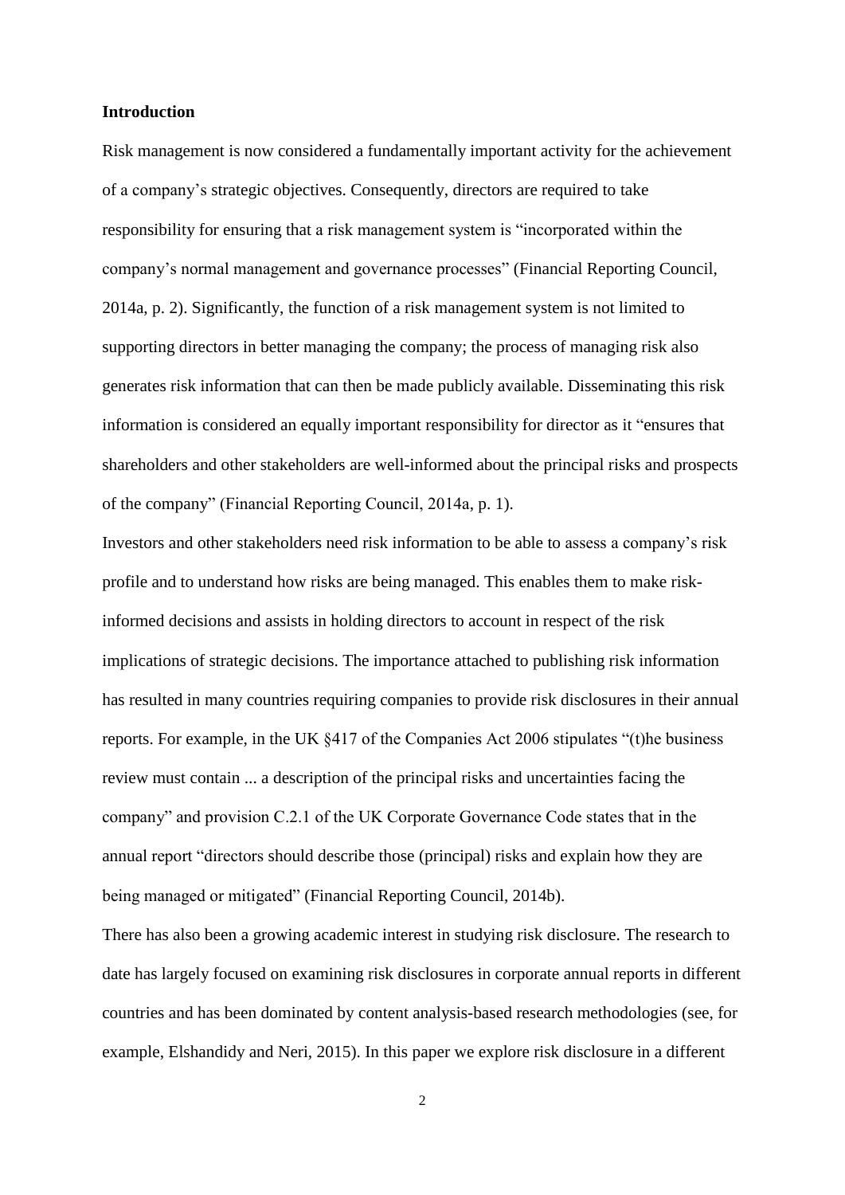## Introduction

Risk management is now considered a fundamentally important activity for the achievement of a company's strategic objectives. Consequently, directors are required to take responsibility for ensuring that a risk management system is "incorporated within the company's normal management and governance processes" (Financial Reporting Council, 2014a, p. 2). Significantly, the function of a risk management system is not limited to supporting directors in better managing the company; the process of managing risk also generates risk information that can then be made publicly available. Disseminating this risk information is considered an equally important responsibility for director as it "ensures that shareholders and other stakeholders are well-informed about the principal risks and prospects of the company" (Financial Reporting Council, 2014a, p. 1).

Investors and other stakeholders need risk information to be able to assess a company's risk profile and to understand how risks are being managed. This enables them to make risk-informed decisions and assists in holding directors to account in respect of the risk implications of strategic decisions. The importance attached to publishing risk information has resulted in many countries requiring companies to provide risk disclosures in their annual reports. For example, in the UK §417 of the Companies Act 2006 stipulates "(t)he business review must contain ... a description of the principal risks and uncertainties facing the company" and provision C.2.1 of the UK Corporate Governance Code states that in the annual report "directors should describe those (principal) risks and explain how they are being managed or mitigated" (Financial Reporting Council, 2014b).

There has also been a growing academic interest in studying risk disclosure. The research to date has largely focused on examining risk disclosures in corporate annual reports in different countries and has been dominated by content analysis-based research methodologies (see, for example, Elshandidy and Neri, 2015). In this paper we explore risk disclosure in a different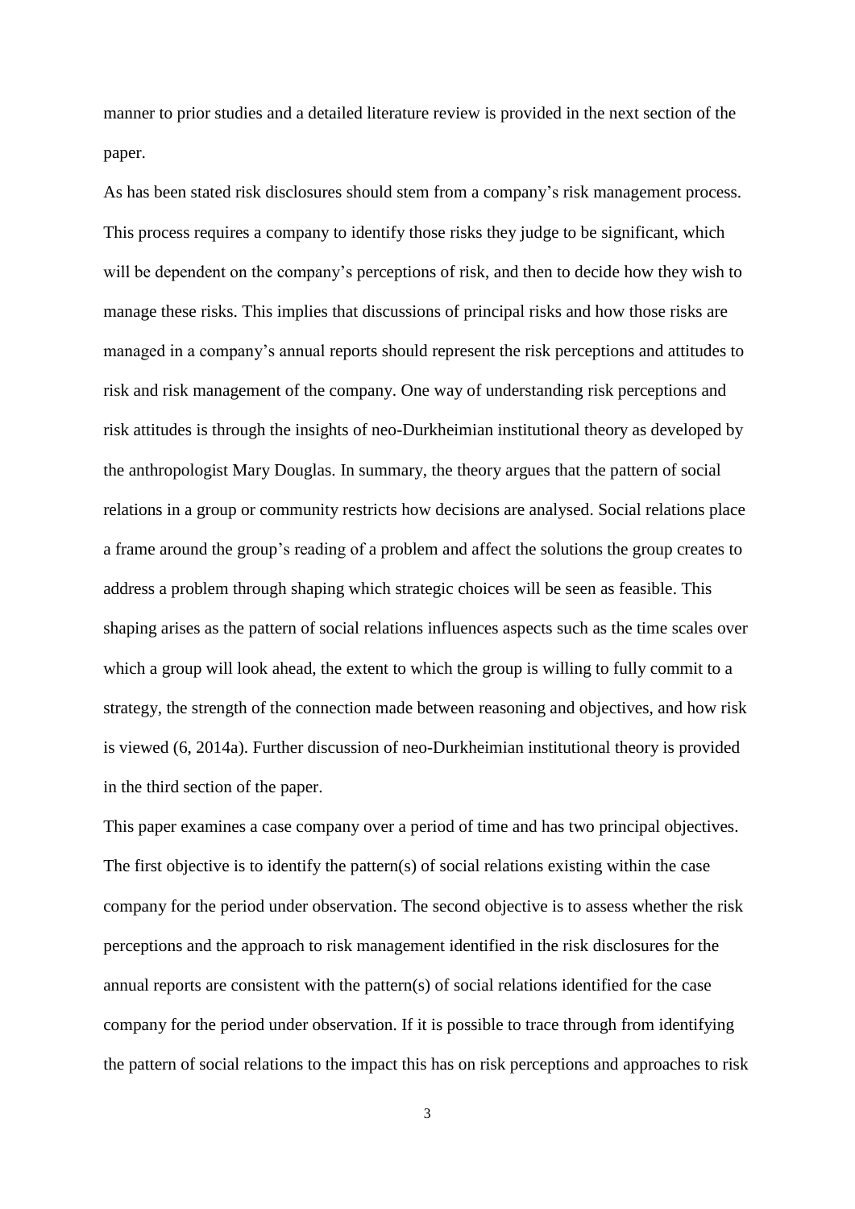manner to prior studies and a detailed literature review is provided in the next section of the paper.

As has been stated risk disclosures should stem from a company's risk management process. This process requires a company to identify those risks they judge to be significant, which will be dependent on the company's perceptions of risk, and then to decide how they wish to manage these risks. This implies that discussions of principal risks and how those risks are managed in a company's annual reports should represent the risk perceptions and attitudes to risk and risk management of the company. One way of understanding risk perceptions and risk attitudes is through the insights of neo-Durkheimian institutional theory as developed by the anthropologist Mary Douglas. In summary, the theory argues that the pattern of social relations in a group or community restricts how decisions are analysed. Social relations place a frame around the group's reading of a problem and affect the solutions the group creates to address a problem through shaping which strategic choices will be seen as feasible. This shaping arises as the pattern of social relations influences aspects such as the time scales over which a group will look ahead, the extent to which the group is willing to fully commit to a strategy, the strength of the connection made between reasoning and objectives, and how risk is viewed (6, 2014a). Further discussion of neo-Durkheimian institutional theory is provided in the third section of the paper.

This paper examines a case company over a period of time and has two principal objectives. The first objective is to identify the pattern(s) of social relations existing within the case company for the period under observation. The second objective is to assess whether the risk perceptions and the approach to risk management identified in the risk disclosures for the annual reports are consistent with the pattern(s) of social relations identified for the case company for the period under observation. If it is possible to trace through from identifying the pattern of social relations to the impact this has on risk perceptions and approaches to risk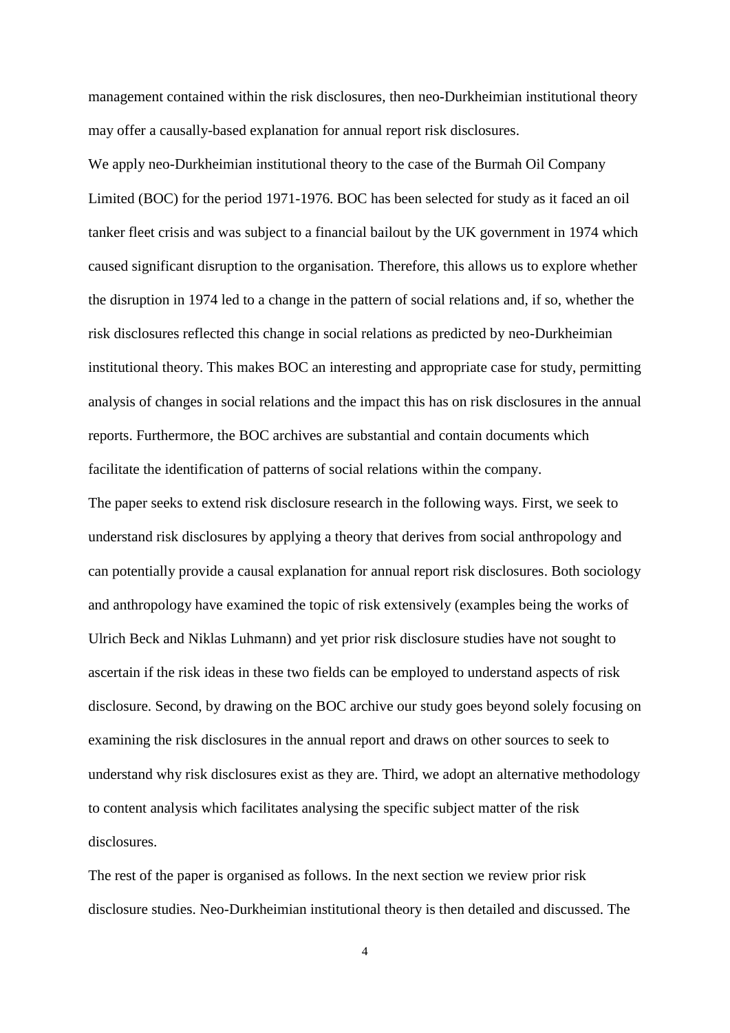management contained within the risk disclosures, then neo-Durkheimian institutional theory may offer a causally-based explanation for annual report risk disclosures.

We apply neo-Durkheimian institutional theory to the case of the Burmah Oil Company Limited (BOC) for the period 1971-1976. BOC has been selected for study as it faced an oil tanker fleet crisis and was subject to a financial bailout by the UK government in 1974 which caused significant disruption to the organisation. Therefore, this allows us to explore whether the disruption in 1974 led to a change in the pattern of social relations and, if so, whether the risk disclosures reflected this change in social relations as predicted by neo-Durkheimian institutional theory. This makes BOC an interesting and appropriate case for study, permitting analysis of changes in social relations and the impact this has on risk disclosures in the annual reports. Furthermore, the BOC archives are substantial and contain documents which facilitate the identification of patterns of social relations within the company.

The paper seeks to extend risk disclosure research in the following ways. First, we seek to understand risk disclosures by applying a theory that derives from social anthropology and can potentially provide a causal explanation for annual report risk disclosures. Both sociology and anthropology have examined the topic of risk extensively (examples being the works of Ulrich Beck and Niklas Luhmann) and yet prior risk disclosure studies have not sought to ascertain if the risk ideas in these two fields can be employed to understand aspects of risk disclosure. Second, by drawing on the BOC archive our study goes beyond solely focusing on examining the risk disclosures in the annual report and draws on other sources to seek to understand why risk disclosures exist as they are. Third, we adopt an alternative methodology to content analysis which facilitates analysing the specific subject matter of the risk disclosures.

The rest of the paper is organised as follows. In the next section we review prior risk disclosure studies. Neo-Durkheimian institutional theory is then detailed and discussed. The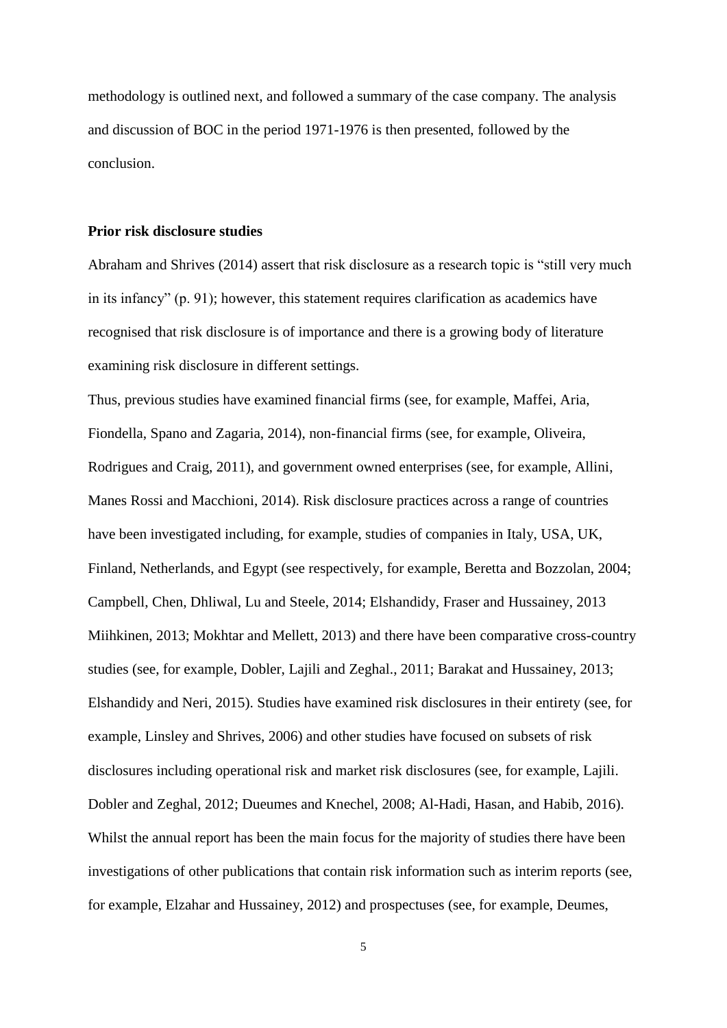methodology is outlined next, and followed a summary of the case company. The analysis and discussion of BOC in the period 1971-1976 is then presented, followed by the conclusion.

**Prior risk disclosure studies**

Abraham and Shrives (2014) assert that risk disclosure as a research topic is "still very much in its infancy" (p. 91); however, this statement requires clarification as academics have recognised that risk disclosure is of importance and there is a growing body of literature examining risk disclosure in different settings.

Thus, previous studies have examined financial firms (see, for example, Maffei, Aria, Fiondella, Spano and Zagaria, 2014), non-financial firms (see, for example, Oliveira, Rodrigues and Craig, 2011), and government owned enterprises (see, for example, Allini, Manes Rossi and Macchioni, 2014). Risk disclosure practices across a range of countries have been investigated including, for example, studies of companies in Italy, USA, UK, Finland, Netherlands, and Egypt (see respectively, for example, Beretta and Bozzolan, 2004; Campbell, Chen, Dhliwal, Lu and Steele, 2014; Elshandidy, Fraser and Hussainey, 2013 Miihkinen, 2013; Mokhtar and Mellett, 2013) and there have been comparative cross-country studies (see, for example, Dobler, Lajili and Zeghal., 2011; Barakat and Hussainey, 2013; Elshandidy and Neri, 2015). Studies have examined risk disclosures in their entirety (see, for example, Linsley and Shrives, 2006) and other studies have focused on subsets of risk disclosures including operational risk and market risk disclosures (see, for example, Lajili. Dobler and Zeghal, 2012; Dueumes and Knechel, 2008; Al-Hadi, Hasan, and Habib, 2016). Whilst the annual report has been the main focus for the majority of studies there have been investigations of other publications that contain risk information such as interim reports (see, for example, Elzahar and Hussainey, 2012) and prospectuses (see, for example, Deumes,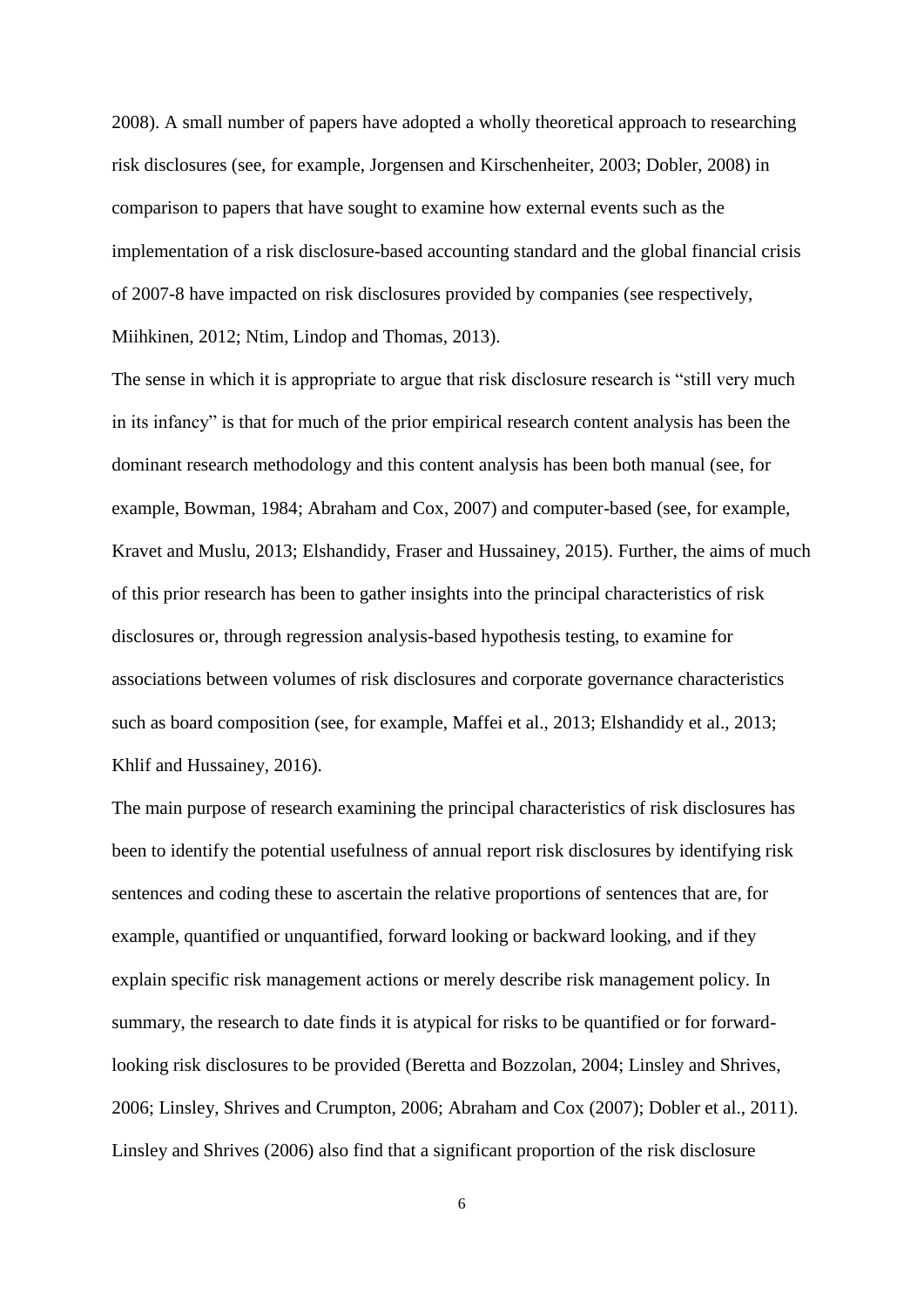2008). A small number of papers have adopted a wholly theoretical approach to researching risk disclosures (see, for example, Jorgensen and Kirschenheiter, 2003; Dobler, 2008) in comparison to papers that have sought to examine how external events such as the implementation of a risk disclosure-based accounting standard and the global financial crisis of 2007-8 have impacted on risk disclosures provided by companies (see respectively, Miihkinen, 2012; Ntim, Lindop and Thomas, 2013).

The sense in which it is appropriate to argue that risk disclosure research is "still very much in its infancy" is that for much of the prior empirical research content analysis has been the dominant research methodology and this content analysis has been both manual (see, for example, Bowman, 1984; Abraham and Cox, 2007) and computer-based (see, for example, Kravet and Muslu, 2013; Elshandidy, Fraser and Hussainey, 2015). Further, the aims of much of this prior research has been to gather insights into the principal characteristics of risk disclosures or, through regression analysis-based hypothesis testing, to examine for associations between volumes of risk disclosures and corporate governance characteristics such as board composition (see, for example, Maffei et al., 2013; Elshandidy et al., 2013; Khlif and Hussainey, 2016).

The main purpose of research examining the principal characteristics of risk disclosures has been to identify the potential usefulness of annual report risk disclosures by identifying risk sentences and coding these to ascertain the relative proportions of sentences that are, for example, quantified or unquantified, forward looking or backward looking, and if they explain specific risk management actions or merely describe risk management policy. In summary, the research to date finds it is atypical for risks to be quantified or for forward-looking risk disclosures to be provided (Beretta and Bozzolan, 2004; Linsley and Shrives, 2006; Linsley, Shrives and Crumpton, 2006; Abraham and Cox (2007); Dobler et al., 2011). Linsley and Shrives (2006) also find that a significant proportion of the risk disclosure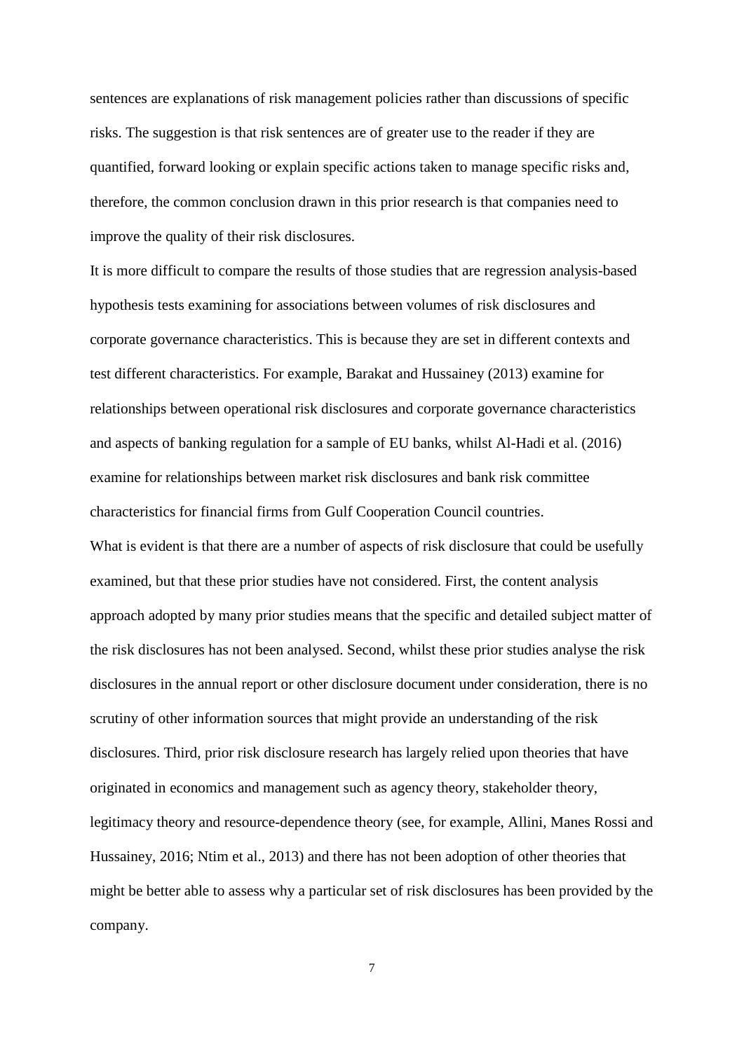sentences are explanations of risk management policies rather than discussions of specific risks. The suggestion is that risk sentences are of greater use to the reader if they are quantified, forward looking or explain specific actions taken to manage specific risks and, therefore, the common conclusion drawn in this prior research is that companies need to improve the quality of their risk disclosures.

It is more difficult to compare the results of those studies that are regression analysis-based hypothesis tests examining for associations between volumes of risk disclosures and corporate governance characteristics. This is because they are set in different contexts and test different characteristics. For example, Barakat and Hussainey (2013) examine for relationships between operational risk disclosures and corporate governance characteristics and aspects of banking regulation for a sample of EU banks, whilst Al-Hadi et al. (2016) examine for relationships between market risk disclosures and bank risk committee characteristics for financial firms from Gulf Cooperation Council countries.

What is evident is that there are a number of aspects of risk disclosure that could be usefully examined, but that these prior studies have not considered. First, the content analysis approach adopted by many prior studies means that the specific and detailed subject matter of the risk disclosures has not been analysed. Second, whilst these prior studies analyse the risk disclosures in the annual report or other disclosure document under consideration, there is no scrutiny of other information sources that might provide an understanding of the risk disclosures. Third, prior risk disclosure research has largely relied upon theories that have originated in economics and management such as agency theory, stakeholder theory, legitimacy theory and resource-dependence theory (see, for example, Allini, Manes Rossi and Hussainey, 2016; Ntim et al., 2013) and there has not been adoption of other theories that might be better able to assess why a particular set of risk disclosures has been provided by the company.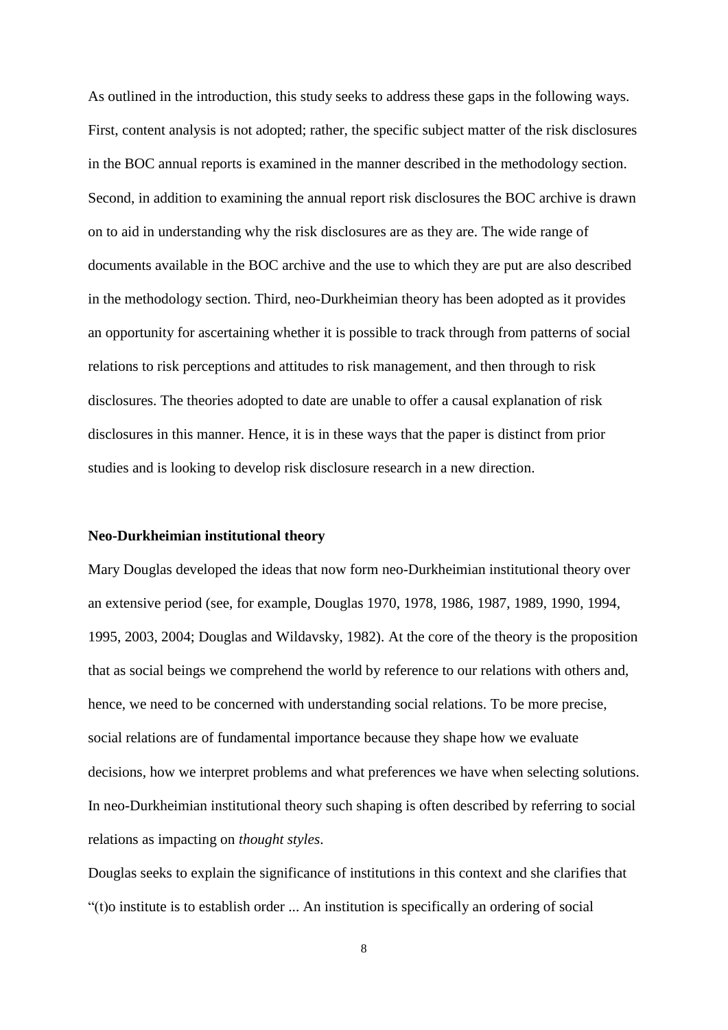As outlined in the introduction, this study seeks to address these gaps in the following ways. First, content analysis is not adopted; rather, the specific subject matter of the risk disclosures in the BOC annual reports is examined in the manner described in the methodology section. Second, in addition to examining the annual report risk disclosures the BOC archive is drawn on to aid in understanding why the risk disclosures are as they are. The wide range of documents available in the BOC archive and the use to which they are put are also described in the methodology section. Third, neo-Durkheimian theory has been adopted as it provides an opportunity for ascertaining whether it is possible to track through from patterns of social relations to risk perceptions and attitudes to risk management, and then through to risk disclosures. The theories adopted to date are unable to offer a causal explanation of risk disclosures in this manner. Hence, it is in these ways that the paper is distinct from prior studies and is looking to develop risk disclosure research in a new direction.

## Neo-Durkheimian institutional theory

Mary Douglas developed the ideas that now form neo-Durkheimian institutional theory over an extensive period (see, for example, Douglas 1970, 1978, 1986, 1987, 1989, 1990, 1994, 1995, 2003, 2004; Douglas and Wildavsky, 1982). At the core of the theory is the proposition that as social beings we comprehend the world by reference to our relations with others and, hence, we need to be concerned with understanding social relations. To be more precise, social relations are of fundamental importance because they shape how we evaluate decisions, how we interpret problems and what preferences we have when selecting solutions. In neo-Durkheimian institutional theory such shaping is often described by referring to social relations as impacting on *thought styles*.

Douglas seeks to explain the significance of institutions in this context and she clarifies that "(t)o institute is to establish order ... An institution is specifically an ordering of social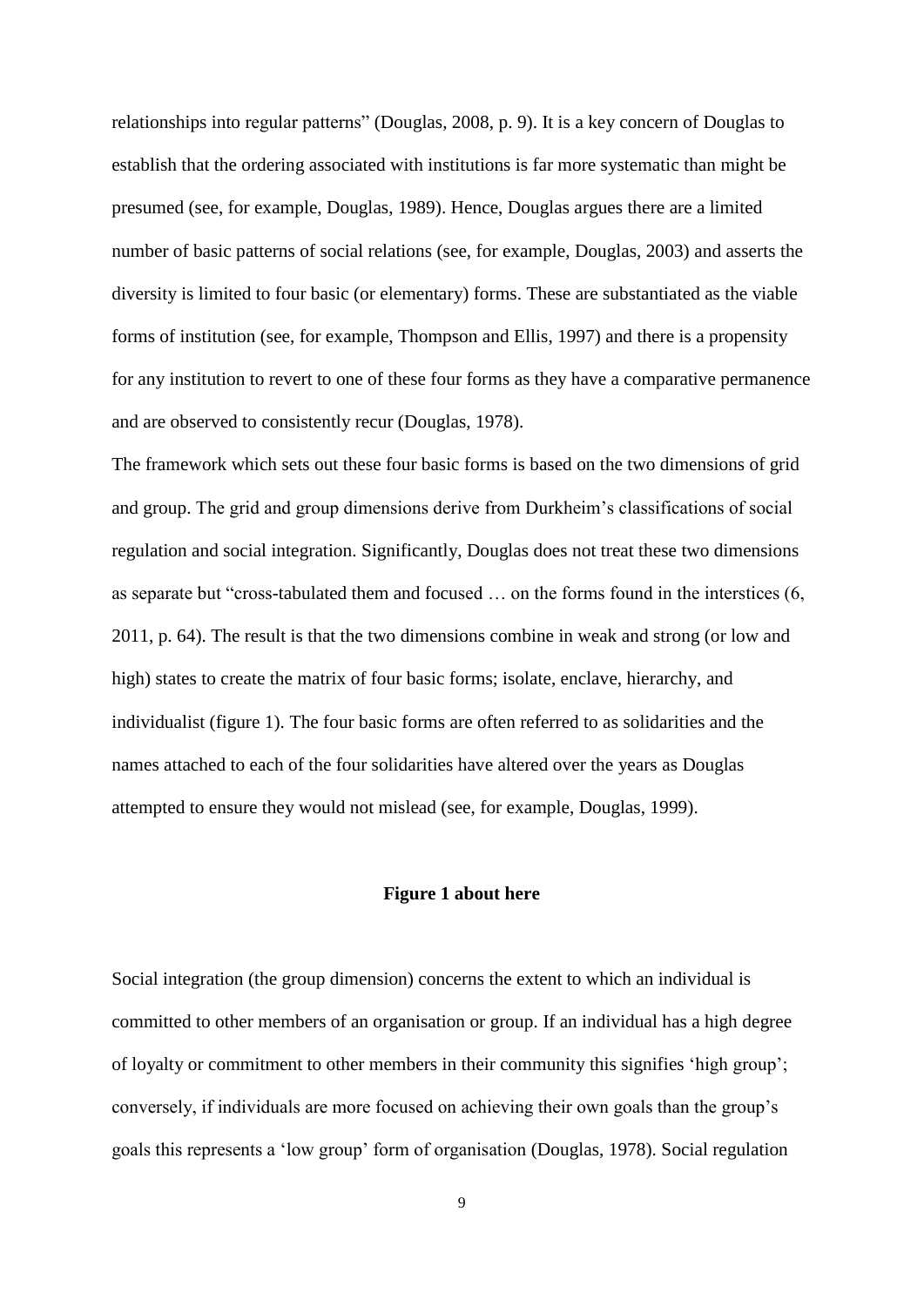relationships into regular patterns" (Douglas, 2008, p. 9). It is a key concern of Douglas to establish that the ordering associated with institutions is far more systematic than might be presumed (see, for example, Douglas, 1989). Hence, Douglas argues there are a limited number of basic patterns of social relations (see, for example, Douglas, 2003) and asserts the diversity is limited to four basic (or elementary) forms. These are substantiated as the viable forms of institution (see, for example, Thompson and Ellis, 1997) and there is a propensity for any institution to revert to one of these four forms as they have a comparative permanence and are observed to consistently recur (Douglas, 1978).

The framework which sets out these four basic forms is based on the two dimensions of grid and group. The grid and group dimensions derive from Durkheim's classifications of social regulation and social integration. Significantly, Douglas does not treat these two dimensions as separate but "cross-tabulated them and focused … on the forms found in the interstices (6, 2011, p. 64). The result is that the two dimensions combine in weak and strong (or low and high) states to create the matrix of four basic forms; isolate, enclave, hierarchy, and individualist (figure 1). The four basic forms are often referred to as solidarities and the names attached to each of the four solidarities have altered over the years as Douglas attempted to ensure they would not mislead (see, for example, Douglas, 1999).

**Figure 1 about here**

Social integration (the group dimension) concerns the extent to which an individual is committed to other members of an organisation or group. If an individual has a high degree of loyalty or commitment to other members in their community this signifies 'high group'; conversely, if individuals are more focused on achieving their own goals than the group's goals this represents a 'low group' form of organisation (Douglas, 1978). Social regulation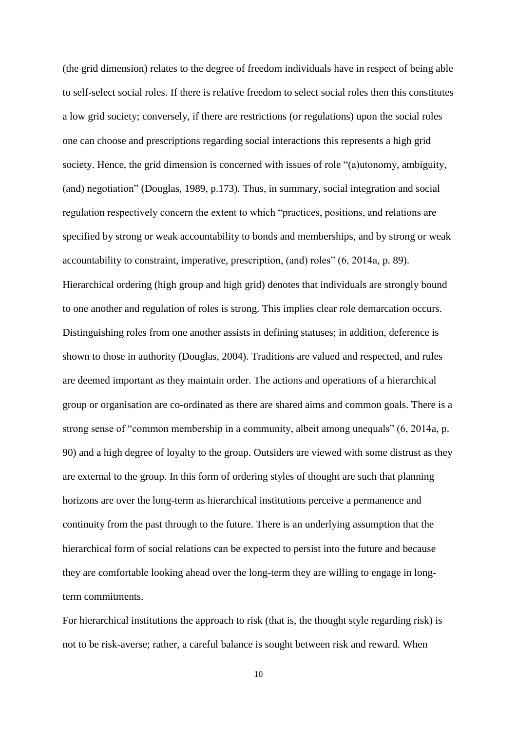(the grid dimension) relates to the degree of freedom individuals have in respect of being able to self-select social roles. If there is relative freedom to select social roles then this constitutes a low grid society; conversely, if there are restrictions (or regulations) upon the social roles one can choose and prescriptions regarding social interactions this represents a high grid society. Hence, the grid dimension is concerned with issues of role "(a)utonomy, ambiguity, (and) negotiation" (Douglas, 1989, p.173). Thus, in summary, social integration and social regulation respectively concern the extent to which "practices, positions, and relations are specified by strong or weak accountability to bonds and memberships, and by strong or weak accountability to constraint, imperative, prescription, (and) roles" (6, 2014a, p. 89).

Hierarchical ordering (high group and high grid) denotes that individuals are strongly bound to one another and regulation of roles is strong. This implies clear role demarcation occurs. Distinguishing roles from one another assists in defining statuses; in addition, deference is shown to those in authority (Douglas, 2004). Traditions are valued and respected, and rules are deemed important as they maintain order. The actions and operations of a hierarchical group or organisation are co-ordinated as there are shared aims and common goals. There is a strong sense of "common membership in a community, albeit among unequals" (6, 2014a, p. 90) and a high degree of loyalty to the group. Outsiders are viewed with some distrust as they are external to the group. In this form of ordering styles of thought are such that planning horizons are over the long-term as hierarchical institutions perceive a permanence and continuity from the past through to the future. There is an underlying assumption that the hierarchical form of social relations can be expected to persist into the future and because they are comfortable looking ahead over the long-term they are willing to engage in long-term commitments.

For hierarchical institutions the approach to risk (that is, the thought style regarding risk) is not to be risk-averse; rather, a careful balance is sought between risk and reward. When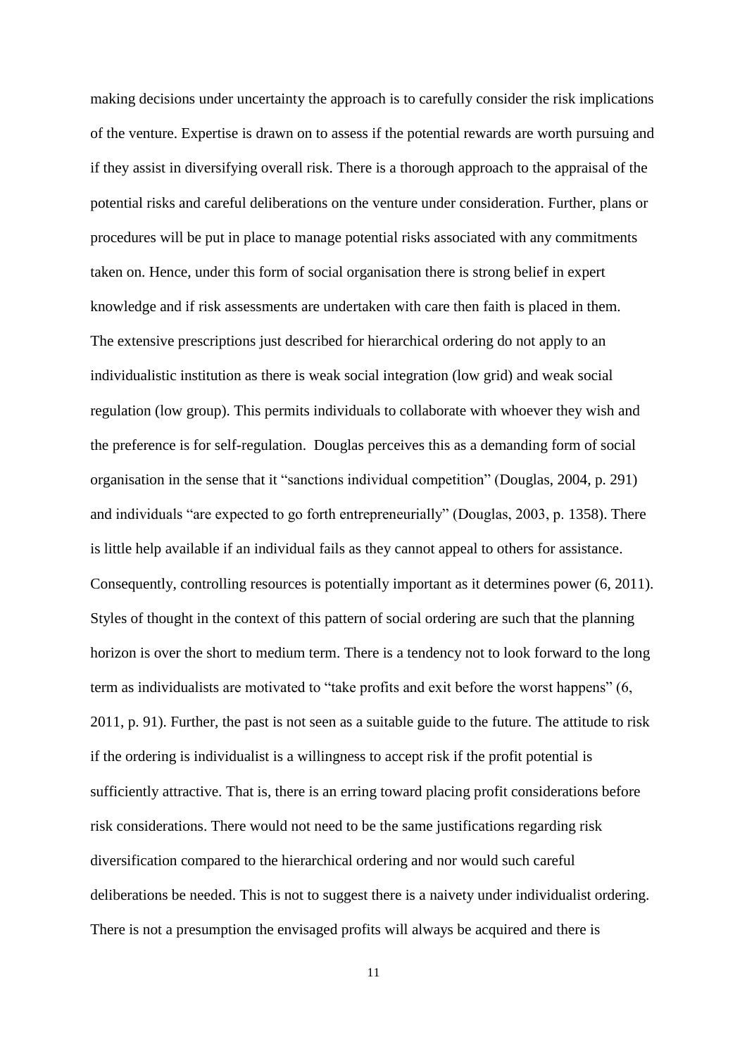making decisions under uncertainty the approach is to carefully consider the risk implications of the venture. Expertise is drawn on to assess if the potential rewards are worth pursuing and if they assist in diversifying overall risk. There is a thorough approach to the appraisal of the potential risks and careful deliberations on the venture under consideration. Further, plans or procedures will be put in place to manage potential risks associated with any commitments taken on. Hence, under this form of social organisation there is strong belief in expert knowledge and if risk assessments are undertaken with care then faith is placed in them.

The extensive prescriptions just described for hierarchical ordering do not apply to an individualistic institution as there is weak social integration (low grid) and weak social regulation (low group). This permits individuals to collaborate with whoever they wish and the preference is for self-regulation. Douglas perceives this as a demanding form of social organisation in the sense that it "sanctions individual competition" (Douglas, 2004, p. 291) and individuals "are expected to go forth entrepreneurially" (Douglas, 2003, p. 1358). There is little help available if an individual fails as they cannot appeal to others for assistance. Consequently, controlling resources is potentially important as it determines power (6, 2011). Styles of thought in the context of this pattern of social ordering are such that the planning horizon is over the short to medium term. There is a tendency not to look forward to the long term as individualists are motivated to "take profits and exit before the worst happens" (6, 2011, p. 91). Further, the past is not seen as a suitable guide to the future. The attitude to risk if the ordering is individualist is a willingness to accept risk if the profit potential is sufficiently attractive. That is, there is an erring toward placing profit considerations before risk considerations. There would not need to be the same justifications regarding risk diversification compared to the hierarchical ordering and nor would such careful deliberations be needed. This is not to suggest there is a naivety under individualist ordering. There is not a presumption the envisaged profits will always be acquired and there is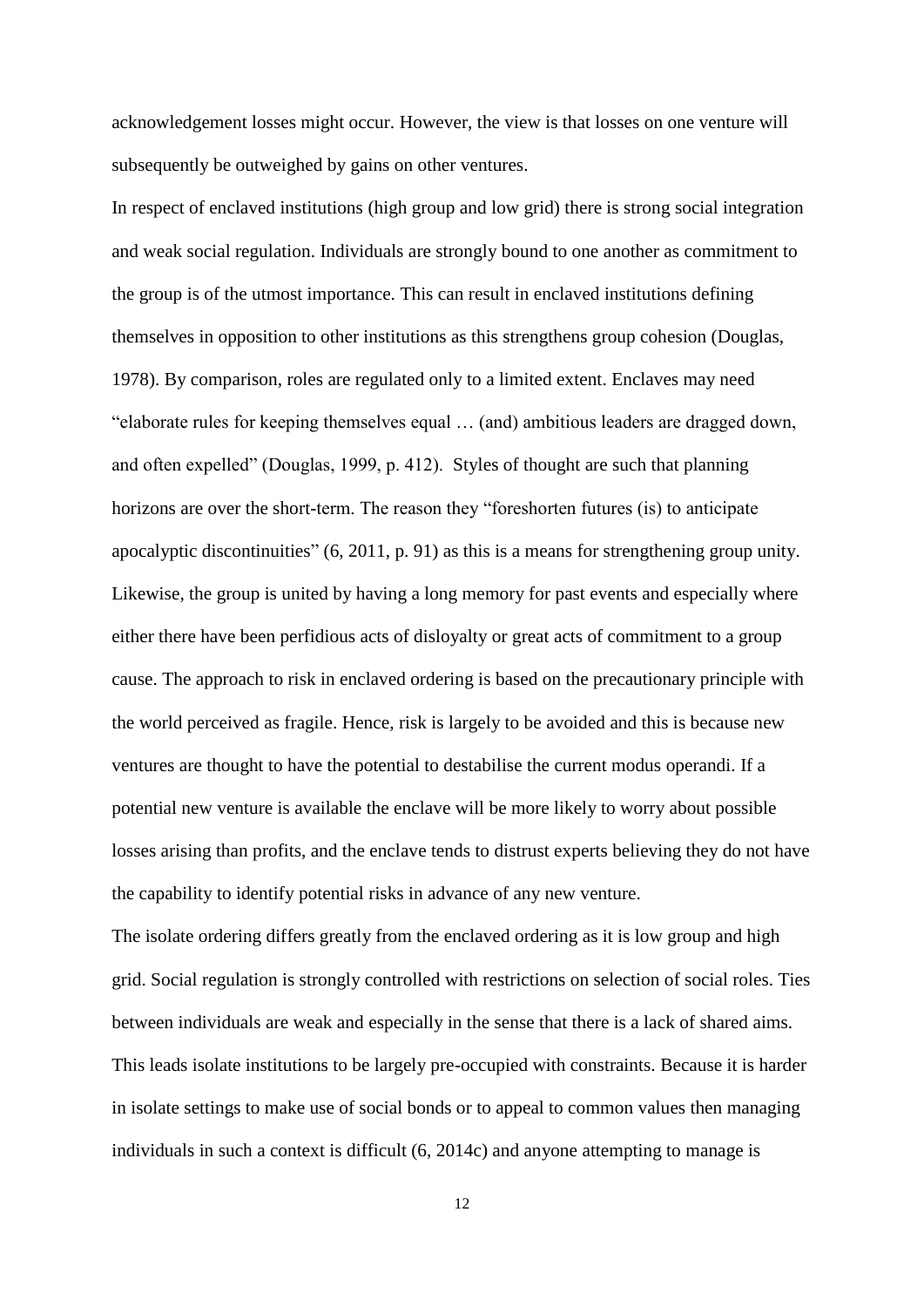acknowledgement losses might occur. However, the view is that losses on one venture will subsequently be outweighed by gains on other ventures.

In respect of enclaved institutions (high group and low grid) there is strong social integration and weak social regulation. Individuals are strongly bound to one another as commitment to the group is of the utmost importance. This can result in enclaved institutions defining themselves in opposition to other institutions as this strengthens group cohesion (Douglas, 1978). By comparison, roles are regulated only to a limited extent. Enclaves may need "elaborate rules for keeping themselves equal … (and) ambitious leaders are dragged down, and often expelled" (Douglas, 1999, p. 412). Styles of thought are such that planning horizons are over the short-term. The reason they "foreshorten futures (is) to anticipate apocalyptic discontinuities" (6, 2011, p. 91) as this is a means for strengthening group unity. Likewise, the group is united by having a long memory for past events and especially where either there have been perfidious acts of disloyalty or great acts of commitment to a group cause. The approach to risk in enclaved ordering is based on the precautionary principle with the world perceived as fragile. Hence, risk is largely to be avoided and this is because new ventures are thought to have the potential to destabilise the current modus operandi. If a potential new venture is available the enclave will be more likely to worry about possible losses arising than profits, and the enclave tends to distrust experts believing they do not have the capability to identify potential risks in advance of any new venture.

The isolate ordering differs greatly from the enclaved ordering as it is low group and high grid. Social regulation is strongly controlled with restrictions on selection of social roles. Ties between individuals are weak and especially in the sense that there is a lack of shared aims. This leads isolate institutions to be largely pre-occupied with constraints. Because it is harder in isolate settings to make use of social bonds or to appeal to common values then managing individuals in such a context is difficult (6, 2014c) and anyone attempting to manage is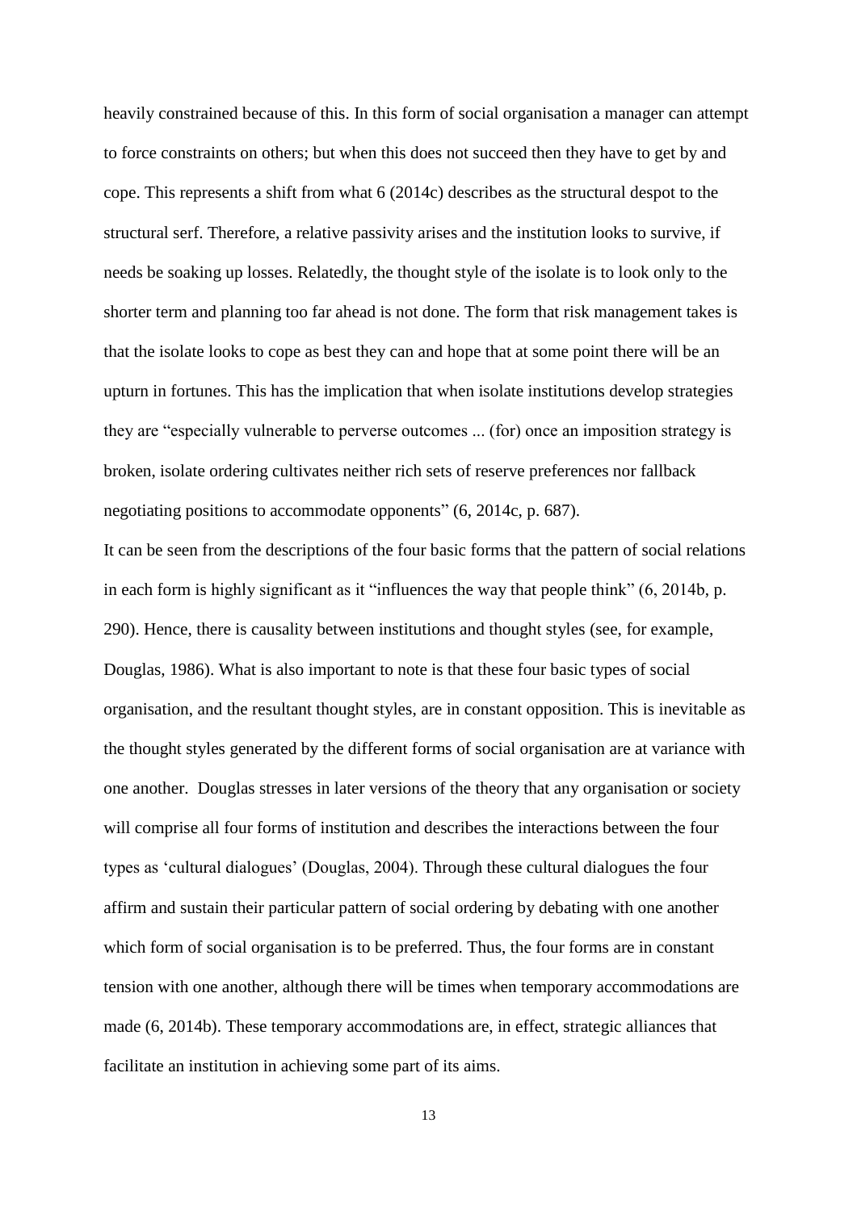heavily constrained because of this. In this form of social organisation a manager can attempt to force constraints on others; but when this does not succeed then they have to get by and cope. This represents a shift from what 6 (2014c) describes as the structural despot to the structural serf. Therefore, a relative passivity arises and the institution looks to survive, if needs be soaking up losses. Relatedly, the thought style of the isolate is to look only to the shorter term and planning too far ahead is not done. The form that risk management takes is that the isolate looks to cope as best they can and hope that at some point there will be an upturn in fortunes. This has the implication that when isolate institutions develop strategies they are "especially vulnerable to perverse outcomes ... (for) once an imposition strategy is broken, isolate ordering cultivates neither rich sets of reserve preferences nor fallback negotiating positions to accommodate opponents" (6, 2014c, p. 687).

It can be seen from the descriptions of the four basic forms that the pattern of social relations in each form is highly significant as it "influences the way that people think" (6, 2014b, p. 290). Hence, there is causality between institutions and thought styles (see, for example, Douglas, 1986). What is also important to note is that these four basic types of social organisation, and the resultant thought styles, are in constant opposition. This is inevitable as the thought styles generated by the different forms of social organisation are at variance with one another. Douglas stresses in later versions of the theory that any organisation or society will comprise all four forms of institution and describes the interactions between the four types as 'cultural dialogues' (Douglas, 2004). Through these cultural dialogues the four affirm and sustain their particular pattern of social ordering by debating with one another which form of social organisation is to be preferred. Thus, the four forms are in constant tension with one another, although there will be times when temporary accommodations are made (6, 2014b). These temporary accommodations are, in effect, strategic alliances that facilitate an institution in achieving some part of its aims.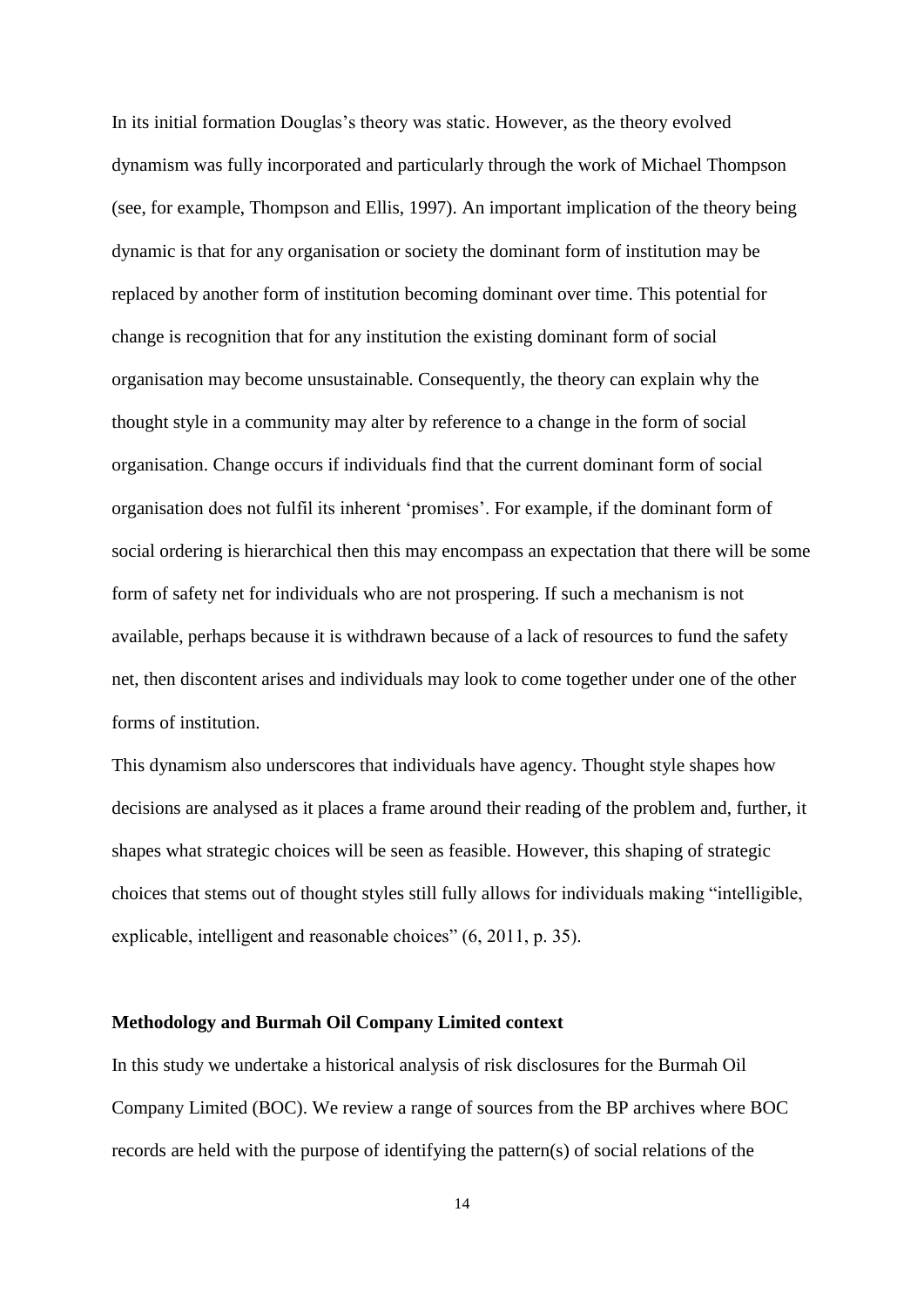In its initial formation Douglas's theory was static. However, as the theory evolved dynamism was fully incorporated and particularly through the work of Michael Thompson (see, for example, Thompson and Ellis, 1997). An important implication of the theory being dynamic is that for any organisation or society the dominant form of institution may be replaced by another form of institution becoming dominant over time. This potential for change is recognition that for any institution the existing dominant form of social organisation may become unsustainable. Consequently, the theory can explain why the thought style in a community may alter by reference to a change in the form of social organisation. Change occurs if individuals find that the current dominant form of social organisation does not fulfil its inherent 'promises'. For example, if the dominant form of social ordering is hierarchical then this may encompass an expectation that there will be some form of safety net for individuals who are not prospering. If such a mechanism is not available, perhaps because it is withdrawn because of a lack of resources to fund the safety net, then discontent arises and individuals may look to come together under one of the other forms of institution.

This dynamism also underscores that individuals have agency. Thought style shapes how decisions are analysed as it places a frame around their reading of the problem and, further, it shapes what strategic choices will be seen as feasible. However, this shaping of strategic choices that stems out of thought styles still fully allows for individuals making "intelligible, explicable, intelligent and reasonable choices" (6, 2011, p. 35).

**Methodology and Burmah Oil Company Limited context**

In this study we undertake a historical analysis of risk disclosures for the Burmah Oil Company Limited (BOC). We review a range of sources from the BP archives where BOC records are held with the purpose of identifying the pattern(s) of social relations of the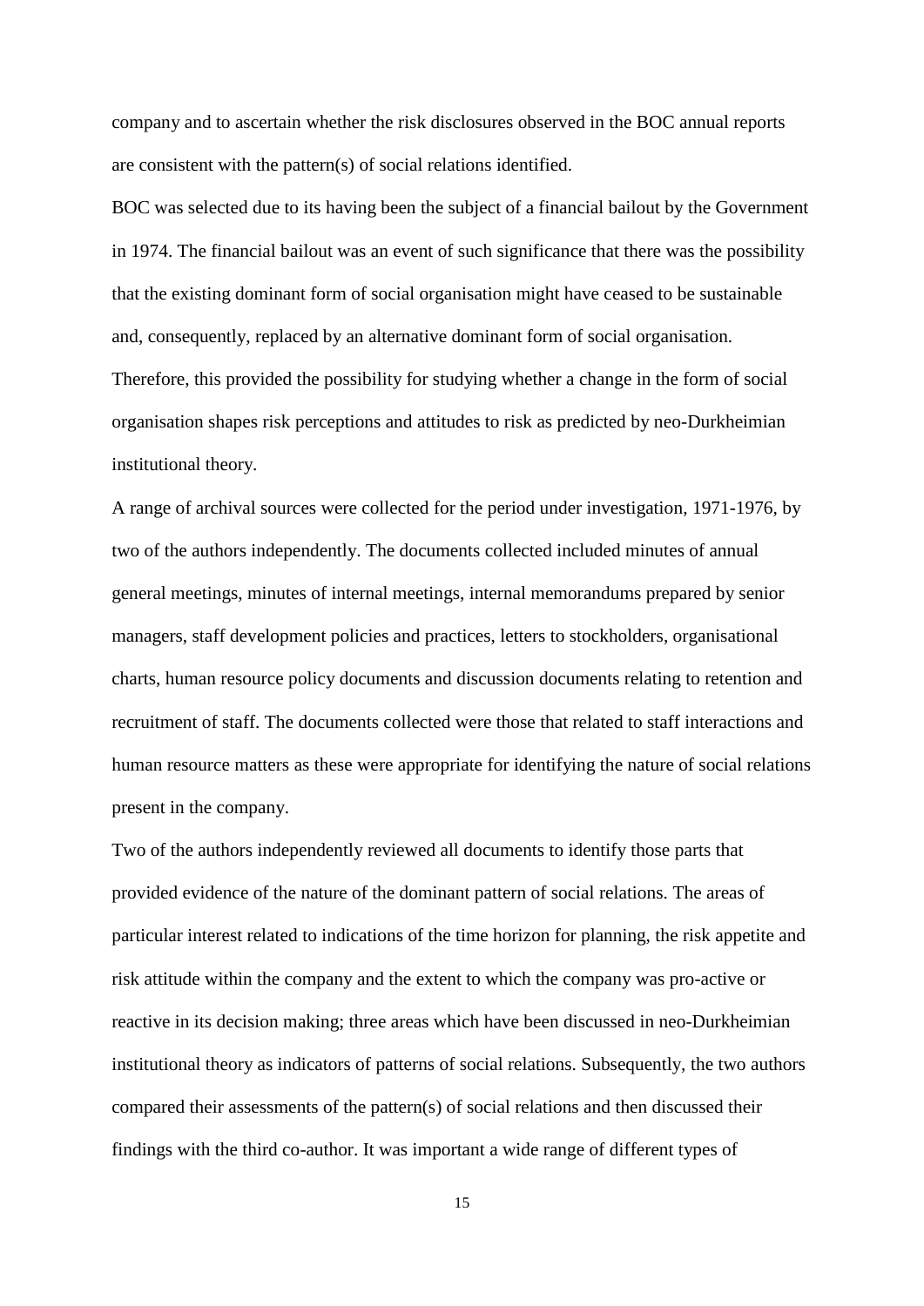company and to ascertain whether the risk disclosures observed in the BOC annual reports are consistent with the pattern(s) of social relations identified.

BOC was selected due to its having been the subject of a financial bailout by the Government in 1974. The financial bailout was an event of such significance that there was the possibility that the existing dominant form of social organisation might have ceased to be sustainable and, consequently, replaced by an alternative dominant form of social organisation. Therefore, this provided the possibility for studying whether a change in the form of social organisation shapes risk perceptions and attitudes to risk as predicted by neo-Durkheimian institutional theory.

A range of archival sources were collected for the period under investigation, 1971-1976, by two of the authors independently. The documents collected included minutes of annual general meetings, minutes of internal meetings, internal memorandums prepared by senior managers, staff development policies and practices, letters to stockholders, organisational charts, human resource policy documents and discussion documents relating to retention and recruitment of staff. The documents collected were those that related to staff interactions and human resource matters as these were appropriate for identifying the nature of social relations present in the company.

Two of the authors independently reviewed all documents to identify those parts that provided evidence of the nature of the dominant pattern of social relations. The areas of particular interest related to indications of the time horizon for planning, the risk appetite and risk attitude within the company and the extent to which the company was pro-active or reactive in its decision making; three areas which have been discussed in neo-Durkheimian institutional theory as indicators of patterns of social relations. Subsequently, the two authors compared their assessments of the pattern(s) of social relations and then discussed their findings with the third co-author. It was important a wide range of different types of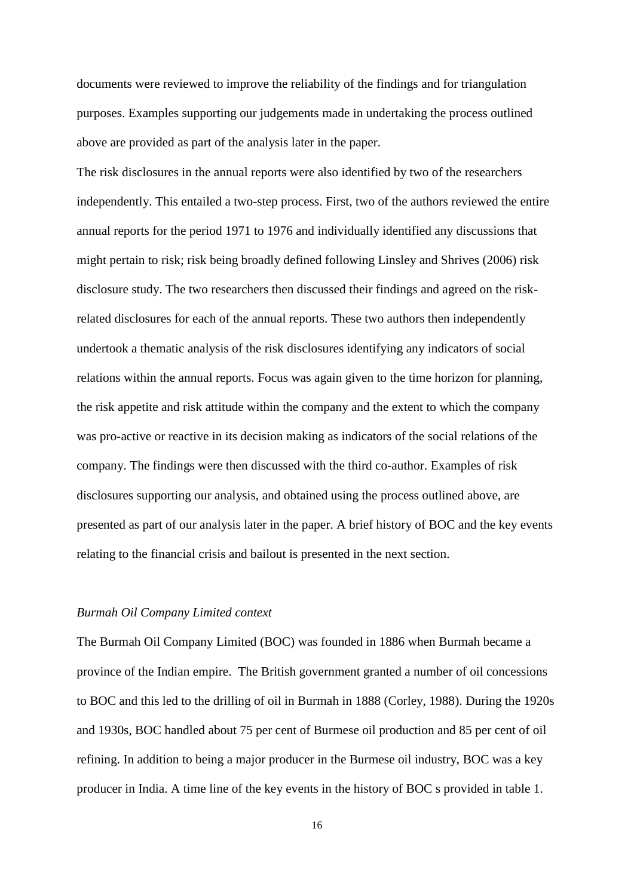documents were reviewed to improve the reliability of the findings and for triangulation purposes. Examples supporting our judgements made in undertaking the process outlined above are provided as part of the analysis later in the paper.

The risk disclosures in the annual reports were also identified by two of the researchers independently. This entailed a two-step process. First, two of the authors reviewed the entire annual reports for the period 1971 to 1976 and individually identified any discussions that might pertain to risk; risk being broadly defined following Linsley and Shrives (2006) risk disclosure study. The two researchers then discussed their findings and agreed on the risk-related disclosures for each of the annual reports. These two authors then independently undertook a thematic analysis of the risk disclosures identifying any indicators of social relations within the annual reports. Focus was again given to the time horizon for planning, the risk appetite and risk attitude within the company and the extent to which the company was pro-active or reactive in its decision making as indicators of the social relations of the company. The findings were then discussed with the third co-author. Examples of risk disclosures supporting our analysis, and obtained using the process outlined above, are presented as part of our analysis later in the paper. A brief history of BOC and the key events relating to the financial crisis and bailout is presented in the next section.

### *Burmah Oil Company Limited context*

The Burmah Oil Company Limited (BOC) was founded in 1886 when Burmah became a province of the Indian empire. The British government granted a number of oil concessions to BOC and this led to the drilling of oil in Burmah in 1888 (Corley, 1988). During the 1920s and 1930s, BOC handled about 75 per cent of Burmese oil production and 85 per cent of oil refining. In addition to being a major producer in the Burmese oil industry, BOC was a key producer in India. A time line of the key events in the history of BOC s provided in table 1.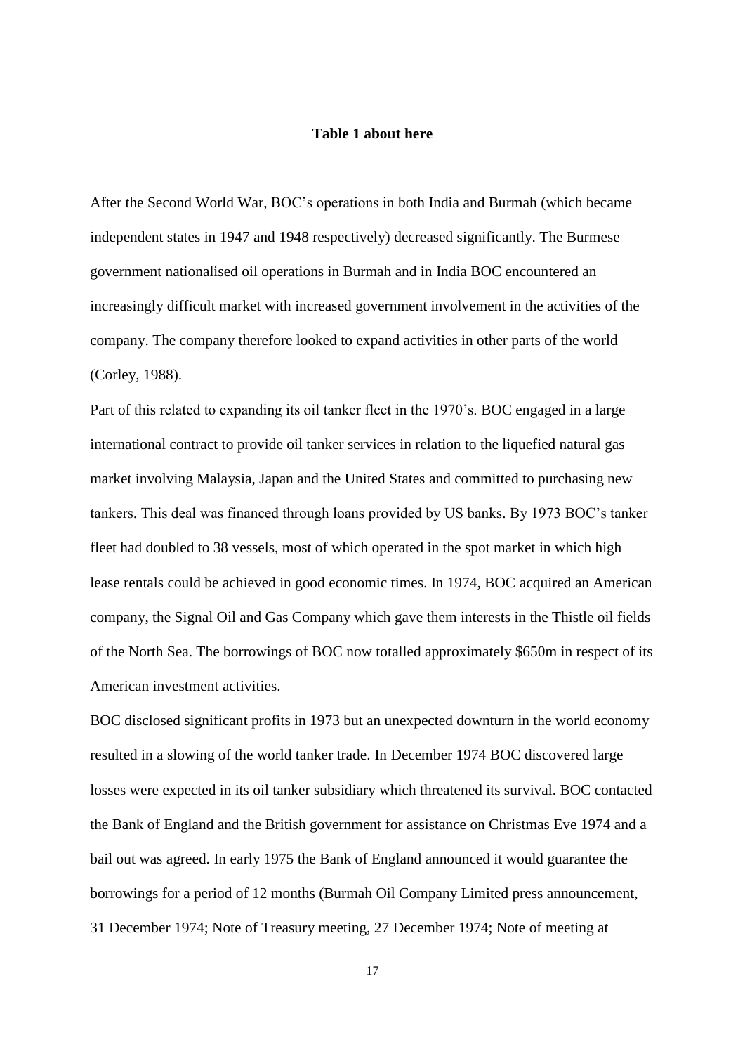**Table 1 about here**

After the Second World War, BOC's operations in both India and Burmah (which became independent states in 1947 and 1948 respectively) decreased significantly. The Burmese government nationalised oil operations in Burmah and in India BOC encountered an increasingly difficult market with increased government involvement in the activities of the company. The company therefore looked to expand activities in other parts of the world (Corley, 1988).

Part of this related to expanding its oil tanker fleet in the 1970's. BOC engaged in a large international contract to provide oil tanker services in relation to the liquefied natural gas market involving Malaysia, Japan and the United States and committed to purchasing new tankers. This deal was financed through loans provided by US banks. By 1973 BOC's tanker fleet had doubled to 38 vessels, most of which operated in the spot market in which high lease rentals could be achieved in good economic times. In 1974, BOC acquired an American company, the Signal Oil and Gas Company which gave them interests in the Thistle oil fields of the North Sea. The borrowings of BOC now totalled approximately \$650m in respect of its American investment activities.

BOC disclosed significant profits in 1973 but an unexpected downturn in the world economy resulted in a slowing of the world tanker trade. In December 1974 BOC discovered large losses were expected in its oil tanker subsidiary which threatened its survival. BOC contacted the Bank of England and the British government for assistance on Christmas Eve 1974 and a bail out was agreed. In early 1975 the Bank of England announced it would guarantee the borrowings for a period of 12 months (Burmah Oil Company Limited press announcement, 31 December 1974; Note of Treasury meeting, 27 December 1974; Note of meeting at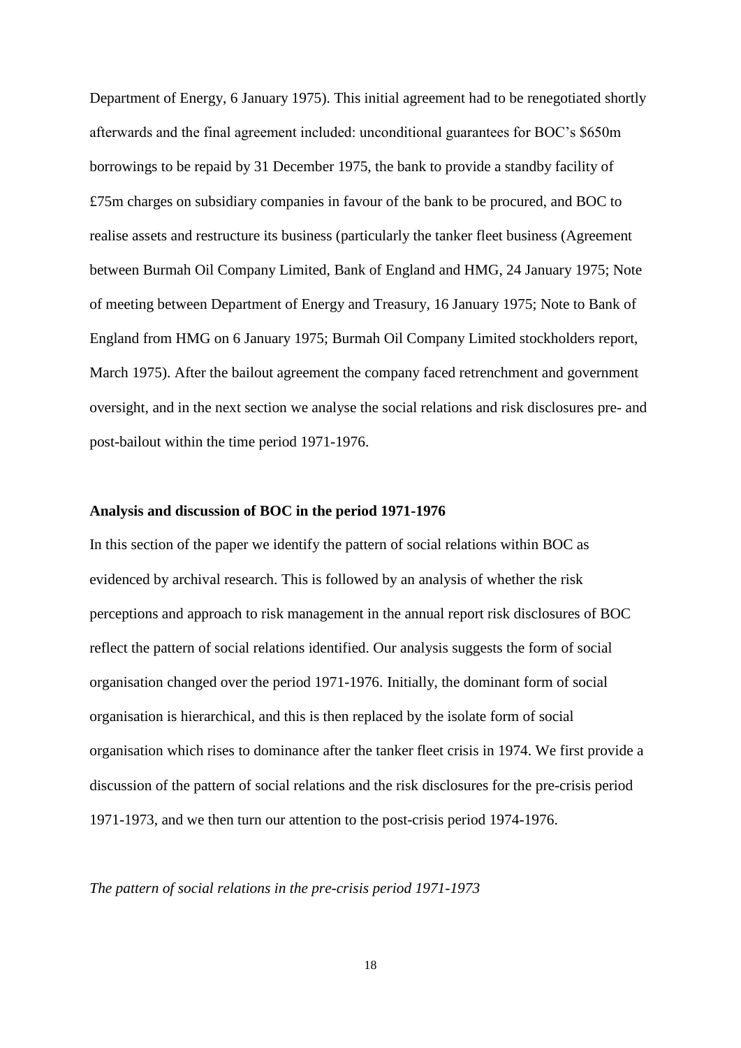Department of Energy, 6 January 1975). This initial agreement had to be renegotiated shortly afterwards and the final agreement included: unconditional guarantees for BOC's $650m borrowings to be repaid by 31 December 1975, the bank to provide a standby facility of £75m charges on subsidiary companies in favour of the bank to be procured, and BOC to realise assets and restructure its business (particularly the tanker fleet business (Agreement between Burmah Oil Company Limited, Bank of England and HMG, 24 January 1975; Note of meeting between Department of Energy and Treasury, 16 January 1975; Note to Bank of England from HMG on 6 January 1975; Burmah Oil Company Limited stockholders report, March 1975). After the bailout agreement the company faced retrenchment and government oversight, and in the next section we analyse the social relations and risk disclosures pre- and post-bailout within the time period 1971-1976.

**Analysis and discussion of BOC in the period 1971-1976**

In this section of the paper we identify the pattern of social relations within BOC as evidenced by archival research. This is followed by an analysis of whether the risk perceptions and approach to risk management in the annual report risk disclosures of BOC reflect the pattern of social relations identified. Our analysis suggests the form of social organisation changed over the period 1971-1976. Initially, the dominant form of social organisation is hierarchical, and this is then replaced by the isolate form of social organisation which rises to dominance after the tanker fleet crisis in 1974. We first provide a discussion of the pattern of social relations and the risk disclosures for the pre-crisis period 1971-1973, and we then turn our attention to the post-crisis period 1974-1976.

*The pattern of social relations in the pre-crisis period 1971-1973*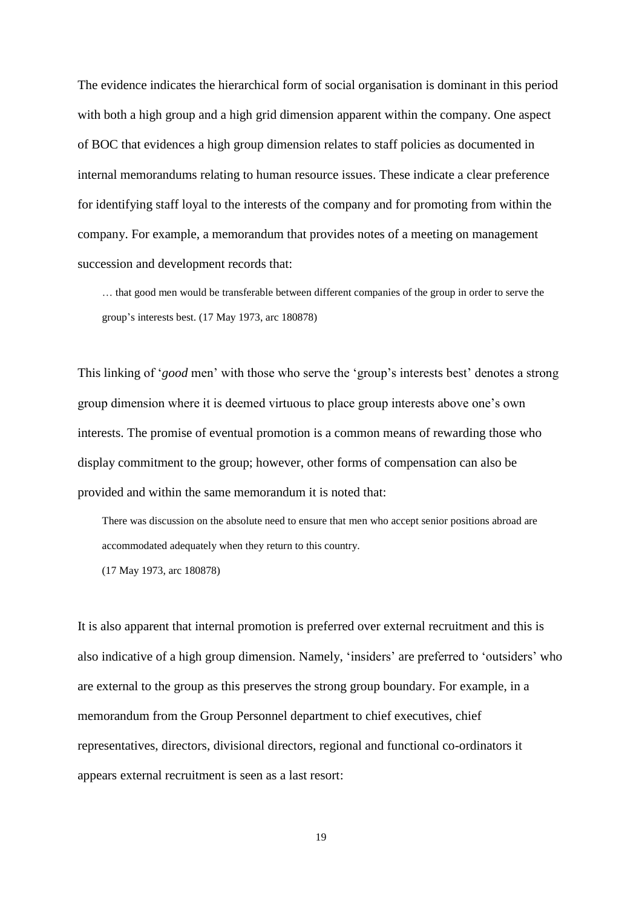The evidence indicates the hierarchical form of social organisation is dominant in this period with both a high group and a high grid dimension apparent within the company. One aspect of BOC that evidences a high group dimension relates to staff policies as documented in internal memorandums relating to human resource issues. These indicate a clear preference for identifying staff loyal to the interests of the company and for promoting from within the company. For example, a memorandum that provides notes of a meeting on management succession and development records that:

> … that good men would be transferable between different companies of the group in order to serve the group's interests best. (17 May 1973, arc 180878)

This linking of '*good* men' with those who serve the 'group's interests best' denotes a strong group dimension where it is deemed virtuous to place group interests above one's own interests. The promise of eventual promotion is a common means of rewarding those who display commitment to the group; however, other forms of compensation can also be provided and within the same memorandum it is noted that:

> There was discussion on the absolute need to ensure that men who accept senior positions abroad are accommodated adequately when they return to this country.
>
> (17 May 1973, arc 180878)

It is also apparent that internal promotion is preferred over external recruitment and this is also indicative of a high group dimension. Namely, 'insiders' are preferred to 'outsiders' who are external to the group as this preserves the strong group boundary. For example, in a memorandum from the Group Personnel department to chief executives, chief representatives, directors, divisional directors, regional and functional co-ordinators it appears external recruitment is seen as a last resort: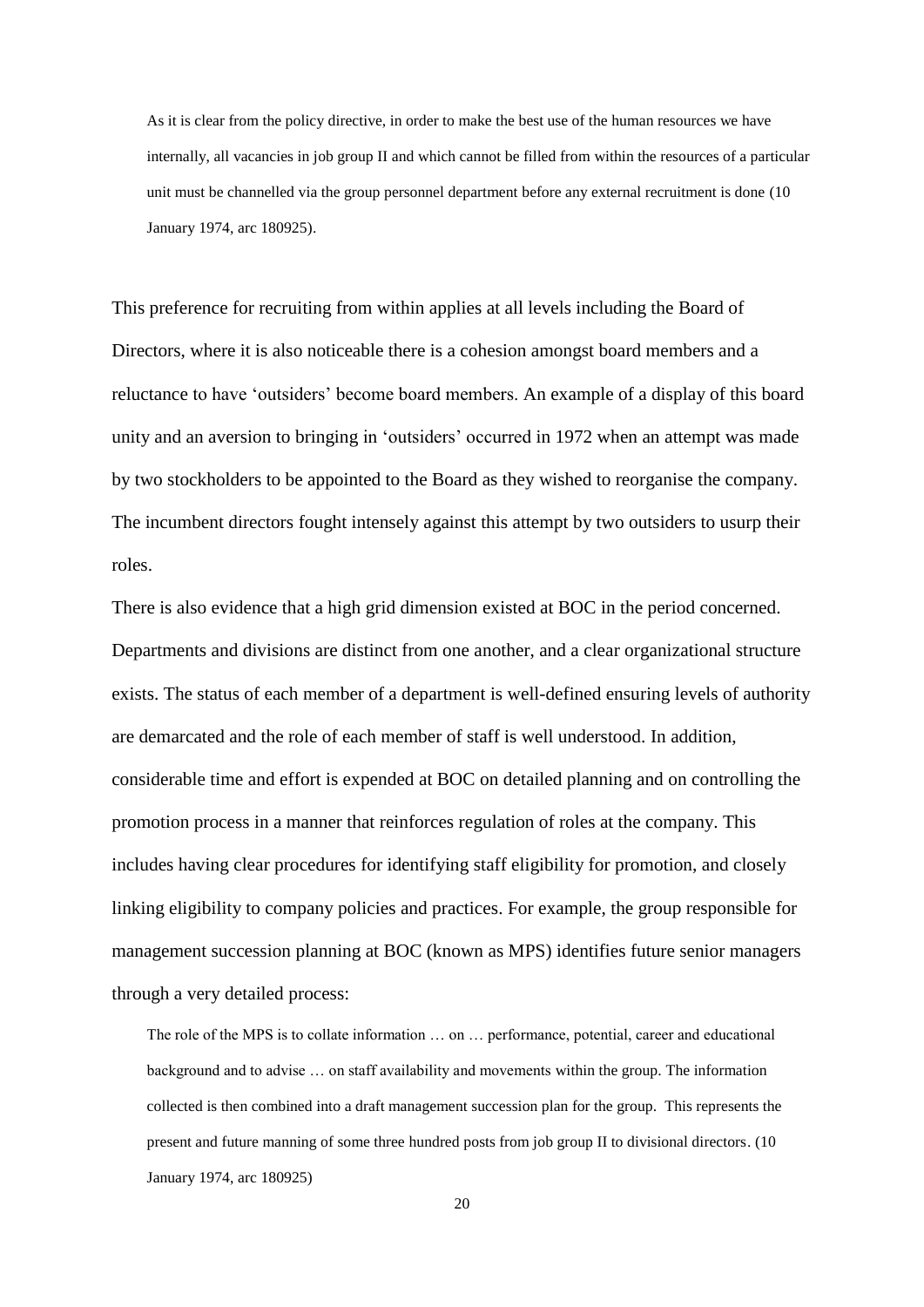> As it is clear from the policy directive, in order to make the best use of the human resources we have internally, all vacancies in job group II and which cannot be filled from within the resources of a particular unit must be channelled via the group personnel department before any external recruitment is done (10 January 1974, arc 180925).

This preference for recruiting from within applies at all levels including the Board of Directors, where it is also noticeable there is a cohesion amongst board members and a reluctance to have 'outsiders' become board members. An example of a display of this board unity and an aversion to bringing in 'outsiders' occurred in 1972 when an attempt was made by two stockholders to be appointed to the Board as they wished to reorganise the company. The incumbent directors fought intensely against this attempt by two outsiders to usurp their roles.

There is also evidence that a high grid dimension existed at BOC in the period concerned. Departments and divisions are distinct from one another, and a clear organizational structure exists. The status of each member of a department is well-defined ensuring levels of authority are demarcated and the role of each member of staff is well understood. In addition, considerable time and effort is expended at BOC on detailed planning and on controlling the promotion process in a manner that reinforces regulation of roles at the company. This includes having clear procedures for identifying staff eligibility for promotion, and closely linking eligibility to company policies and practices. For example, the group responsible for management succession planning at BOC (known as MPS) identifies future senior managers through a very detailed process:

> The role of the MPS is to collate information … on … performance, potential, career and educational background and to advise … on staff availability and movements within the group. The information collected is then combined into a draft management succession plan for the group. This represents the present and future manning of some three hundred posts from job group II to divisional directors. (10 January 1974, arc 180925)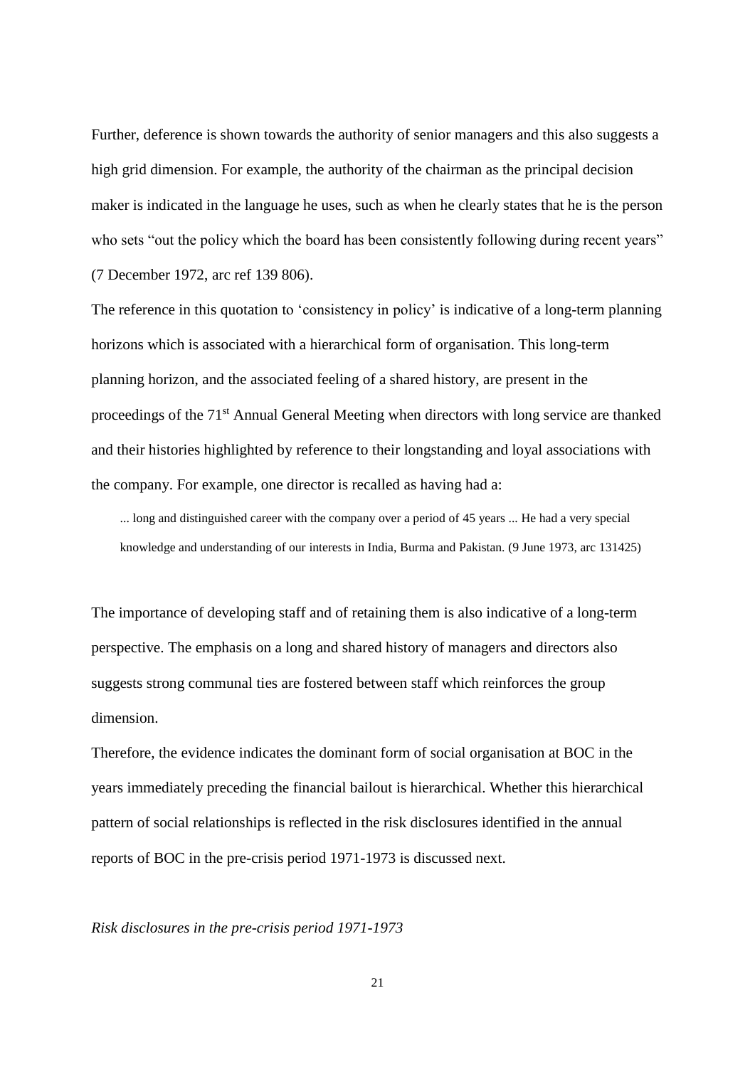Further, deference is shown towards the authority of senior managers and this also suggests a high grid dimension. For example, the authority of the chairman as the principal decision maker is indicated in the language he uses, such as when he clearly states that he is the person who sets "out the policy which the board has been consistently following during recent years" (7 December 1972, arc ref 139 806).

The reference in this quotation to 'consistency in policy' is indicative of a long-term planning horizons which is associated with a hierarchical form of organisation. This long-term planning horizon, and the associated feeling of a shared history, are present in the proceedings of the 71st Annual General Meeting when directors with long service are thanked and their histories highlighted by reference to their longstanding and loyal associations with the company. For example, one director is recalled as having had a:

> ... long and distinguished career with the company over a period of 45 years ... He had a very special knowledge and understanding of our interests in India, Burma and Pakistan. (9 June 1973, arc 131425)

The importance of developing staff and of retaining them is also indicative of a long-term perspective. The emphasis on a long and shared history of managers and directors also suggests strong communal ties are fostered between staff which reinforces the group dimension.

Therefore, the evidence indicates the dominant form of social organisation at BOC in the years immediately preceding the financial bailout is hierarchical. Whether this hierarchical pattern of social relationships is reflected in the risk disclosures identified in the annual reports of BOC in the pre-crisis period 1971-1973 is discussed next.

*Risk disclosures in the pre-crisis period 1971-1973*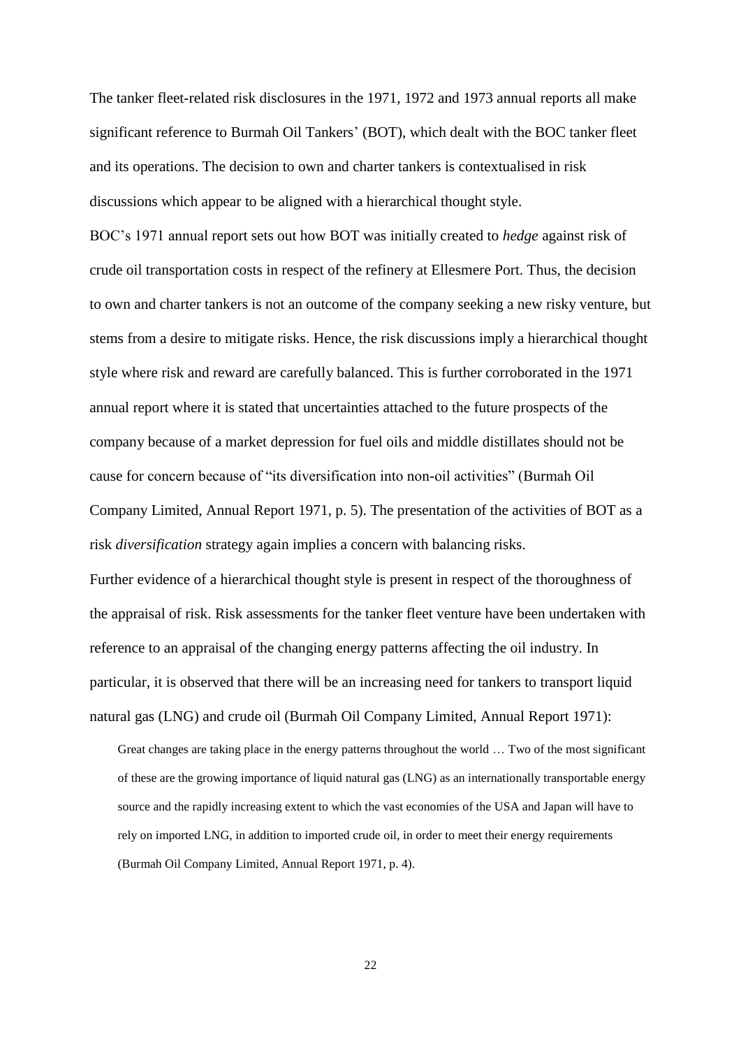The tanker fleet-related risk disclosures in the 1971, 1972 and 1973 annual reports all make significant reference to Burmah Oil Tankers' (BOT), which dealt with the BOC tanker fleet and its operations. The decision to own and charter tankers is contextualised in risk discussions which appear to be aligned with a hierarchical thought style.

BOC's 1971 annual report sets out how BOT was initially created to *hedge* against risk of crude oil transportation costs in respect of the refinery at Ellesmere Port. Thus, the decision to own and charter tankers is not an outcome of the company seeking a new risky venture, but stems from a desire to mitigate risks. Hence, the risk discussions imply a hierarchical thought style where risk and reward are carefully balanced. This is further corroborated in the 1971 annual report where it is stated that uncertainties attached to the future prospects of the company because of a market depression for fuel oils and middle distillates should not be cause for concern because of "its diversification into non-oil activities" (Burmah Oil Company Limited, Annual Report 1971, p. 5). The presentation of the activities of BOT as a risk *diversification* strategy again implies a concern with balancing risks.

Further evidence of a hierarchical thought style is present in respect of the thoroughness of the appraisal of risk. Risk assessments for the tanker fleet venture have been undertaken with reference to an appraisal of the changing energy patterns affecting the oil industry. In particular, it is observed that there will be an increasing need for tankers to transport liquid natural gas (LNG) and crude oil (Burmah Oil Company Limited, Annual Report 1971):

> Great changes are taking place in the energy patterns throughout the world … Two of the most significant of these are the growing importance of liquid natural gas (LNG) as an internationally transportable energy source and the rapidly increasing extent to which the vast economies of the USA and Japan will have to rely on imported LNG, in addition to imported crude oil, in order to meet their energy requirements (Burmah Oil Company Limited, Annual Report 1971, p. 4).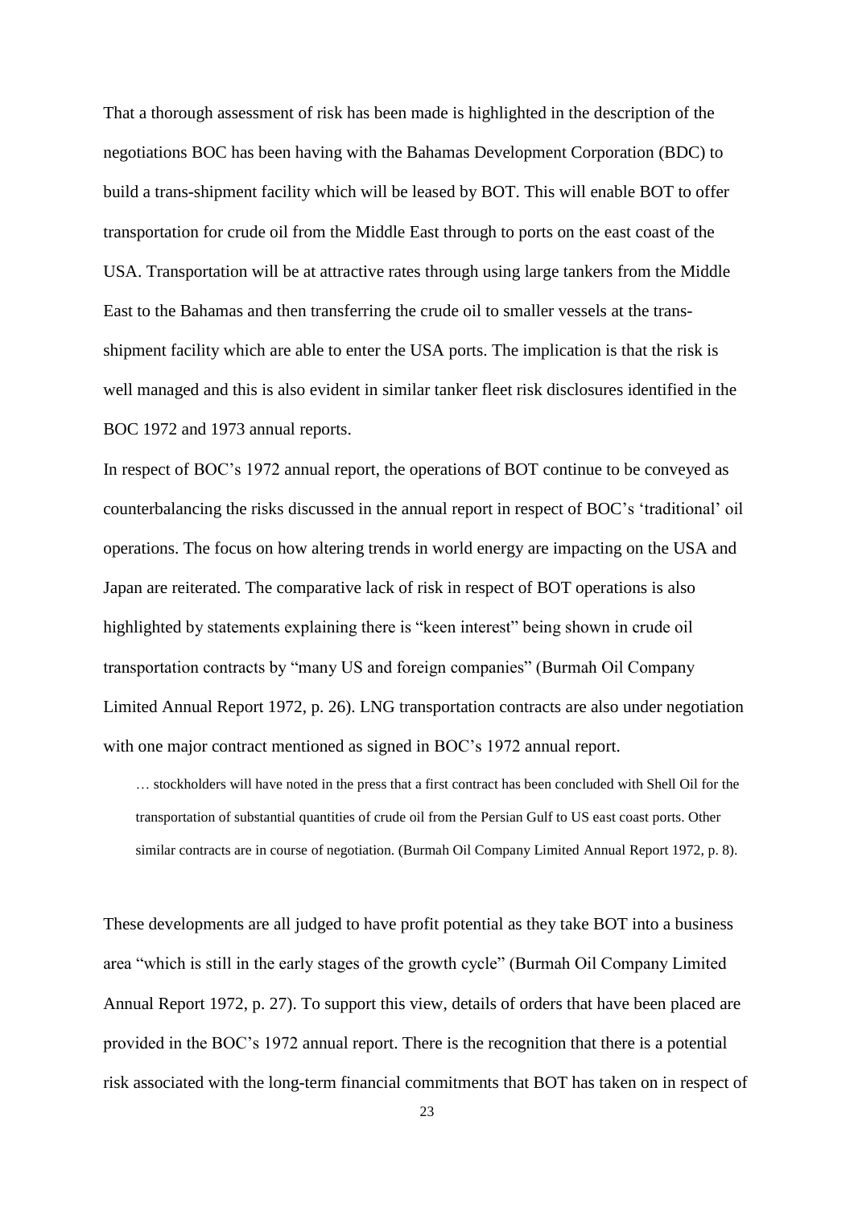That a thorough assessment of risk has been made is highlighted in the description of the negotiations BOC has been having with the Bahamas Development Corporation (BDC) to build a trans-shipment facility which will be leased by BOT. This will enable BOT to offer transportation for crude oil from the Middle East through to ports on the east coast of the USA. Transportation will be at attractive rates through using large tankers from the Middle East to the Bahamas and then transferring the crude oil to smaller vessels at the trans-shipment facility which are able to enter the USA ports. The implication is that the risk is well managed and this is also evident in similar tanker fleet risk disclosures identified in the BOC 1972 and 1973 annual reports.

In respect of BOC's 1972 annual report, the operations of BOT continue to be conveyed as counterbalancing the risks discussed in the annual report in respect of BOC's 'traditional' oil operations. The focus on how altering trends in world energy are impacting on the USA and Japan are reiterated. The comparative lack of risk in respect of BOT operations is also highlighted by statements explaining there is "keen interest" being shown in crude oil transportation contracts by "many US and foreign companies" (Burmah Oil Company Limited Annual Report 1972, p. 26). LNG transportation contracts are also under negotiation with one major contract mentioned as signed in BOC's 1972 annual report.

> … stockholders will have noted in the press that a first contract has been concluded with Shell Oil for the transportation of substantial quantities of crude oil from the Persian Gulf to US east coast ports. Other similar contracts are in course of negotiation. (Burmah Oil Company Limited Annual Report 1972, p. 8).

These developments are all judged to have profit potential as they take BOT into a business area "which is still in the early stages of the growth cycle" (Burmah Oil Company Limited Annual Report 1972, p. 27). To support this view, details of orders that have been placed are provided in the BOC's 1972 annual report. There is the recognition that there is a potential risk associated with the long-term financial commitments that BOT has taken on in respect of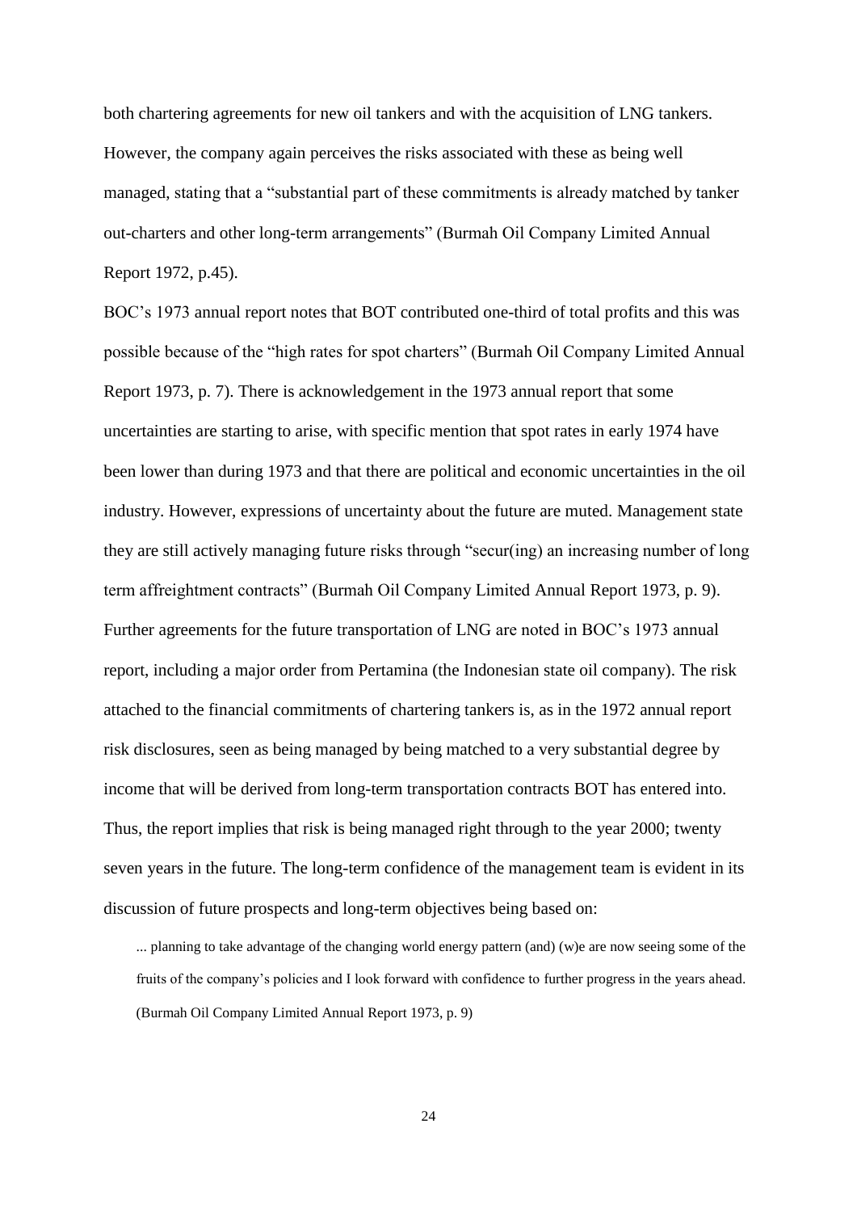both chartering agreements for new oil tankers and with the acquisition of LNG tankers. However, the company again perceives the risks associated with these as being well managed, stating that a "substantial part of these commitments is already matched by tanker out-charters and other long-term arrangements" (Burmah Oil Company Limited Annual Report 1972, p.45).

BOC's 1973 annual report notes that BOT contributed one-third of total profits and this was possible because of the "high rates for spot charters" (Burmah Oil Company Limited Annual Report 1973, p. 7). There is acknowledgement in the 1973 annual report that some uncertainties are starting to arise, with specific mention that spot rates in early 1974 have been lower than during 1973 and that there are political and economic uncertainties in the oil industry. However, expressions of uncertainty about the future are muted. Management state they are still actively managing future risks through "secur(ing) an increasing number of long term affreightment contracts" (Burmah Oil Company Limited Annual Report 1973, p. 9). Further agreements for the future transportation of LNG are noted in BOC's 1973 annual report, including a major order from Pertamina (the Indonesian state oil company). The risk attached to the financial commitments of chartering tankers is, as in the 1972 annual report risk disclosures, seen as being managed by being matched to a very substantial degree by income that will be derived from long-term transportation contracts BOT has entered into. Thus, the report implies that risk is being managed right through to the year 2000; twenty seven years in the future. The long-term confidence of the management team is evident in its discussion of future prospects and long-term objectives being based on:

> ... planning to take advantage of the changing world energy pattern (and) (w)e are now seeing some of the fruits of the company's policies and I look forward with confidence to further progress in the years ahead. (Burmah Oil Company Limited Annual Report 1973, p. 9)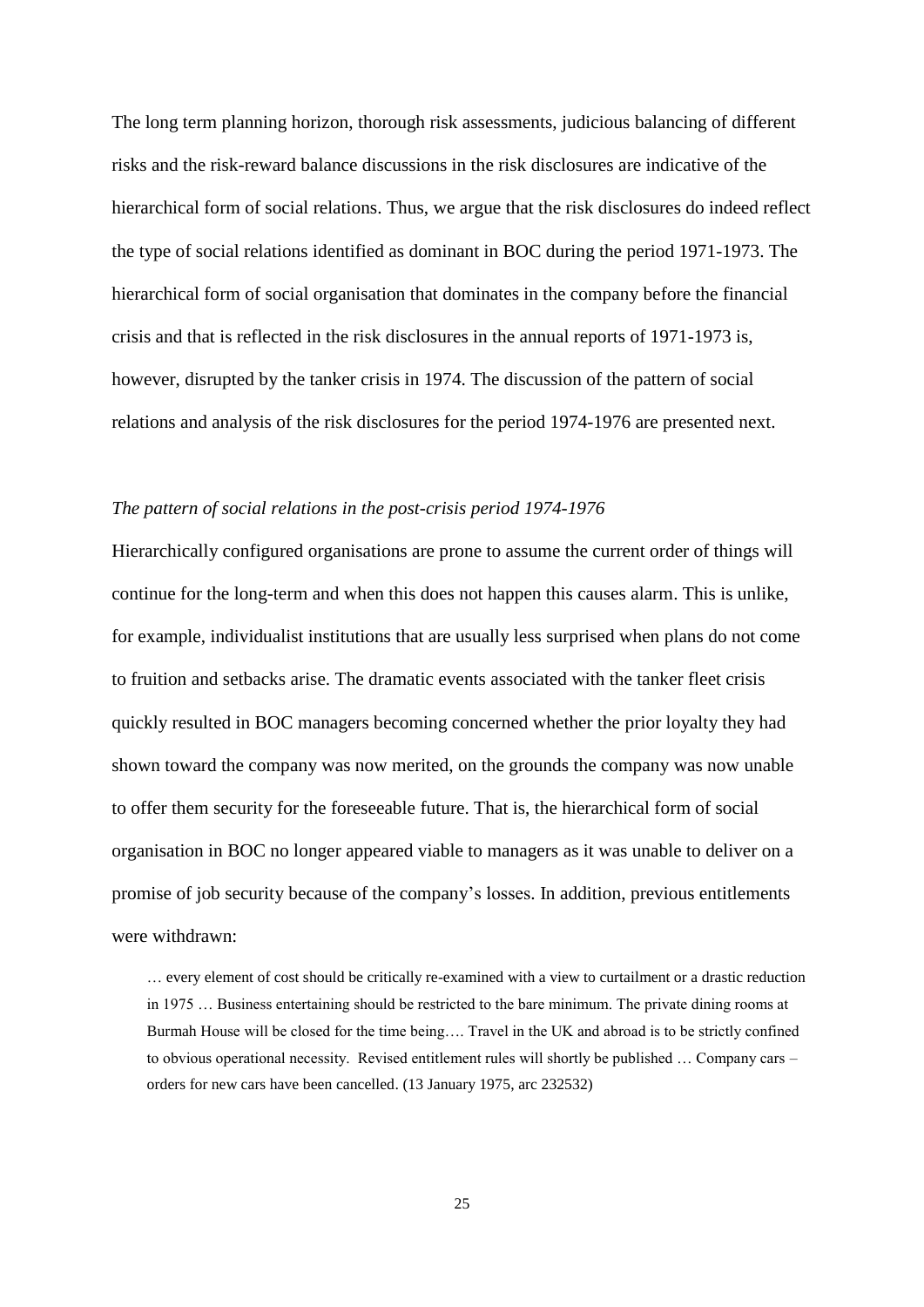The long term planning horizon, thorough risk assessments, judicious balancing of different risks and the risk-reward balance discussions in the risk disclosures are indicative of the hierarchical form of social relations. Thus, we argue that the risk disclosures do indeed reflect the type of social relations identified as dominant in BOC during the period 1971-1973. The hierarchical form of social organisation that dominates in the company before the financial crisis and that is reflected in the risk disclosures in the annual reports of 1971-1973 is, however, disrupted by the tanker crisis in 1974. The discussion of the pattern of social relations and analysis of the risk disclosures for the period 1974-1976 are presented next.

*The pattern of social relations in the post-crisis period 1974-1976*

Hierarchically configured organisations are prone to assume the current order of things will continue for the long-term and when this does not happen this causes alarm. This is unlike, for example, individualist institutions that are usually less surprised when plans do not come to fruition and setbacks arise. The dramatic events associated with the tanker fleet crisis quickly resulted in BOC managers becoming concerned whether the prior loyalty they had shown toward the company was now merited, on the grounds the company was now unable to offer them security for the foreseeable future. That is, the hierarchical form of social organisation in BOC no longer appeared viable to managers as it was unable to deliver on a promise of job security because of the company's losses. In addition, previous entitlements were withdrawn:

> … every element of cost should be critically re-examined with a view to curtailment or a drastic reduction in 1975 … Business entertaining should be restricted to the bare minimum. The private dining rooms at Burmah House will be closed for the time being…. Travel in the UK and abroad is to be strictly confined to obvious operational necessity. Revised entitlement rules will shortly be published … Company cars – orders for new cars have been cancelled. (13 January 1975, arc 232532)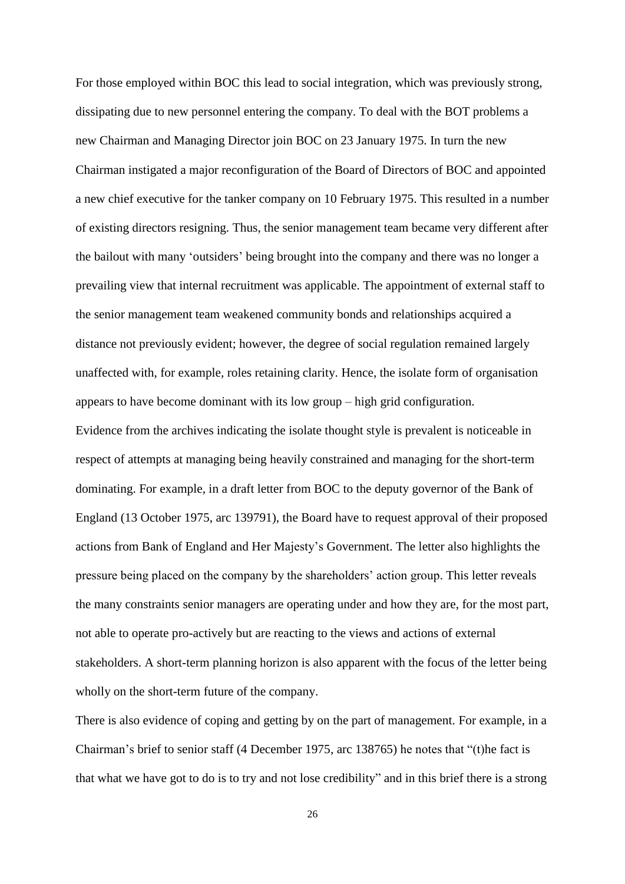For those employed within BOC this lead to social integration, which was previously strong, dissipating due to new personnel entering the company. To deal with the BOT problems a new Chairman and Managing Director join BOC on 23 January 1975. In turn the new Chairman instigated a major reconfiguration of the Board of Directors of BOC and appointed a new chief executive for the tanker company on 10 February 1975. This resulted in a number of existing directors resigning. Thus, the senior management team became very different after the bailout with many 'outsiders' being brought into the company and there was no longer a prevailing view that internal recruitment was applicable. The appointment of external staff to the senior management team weakened community bonds and relationships acquired a distance not previously evident; however, the degree of social regulation remained largely unaffected with, for example, roles retaining clarity. Hence, the isolate form of organisation appears to have become dominant with its low group – high grid configuration.

Evidence from the archives indicating the isolate thought style is prevalent is noticeable in respect of attempts at managing being heavily constrained and managing for the short-term dominating. For example, in a draft letter from BOC to the deputy governor of the Bank of England (13 October 1975, arc 139791), the Board have to request approval of their proposed actions from Bank of England and Her Majesty's Government. The letter also highlights the pressure being placed on the company by the shareholders' action group. This letter reveals the many constraints senior managers are operating under and how they are, for the most part, not able to operate pro-actively but are reacting to the views and actions of external stakeholders. A short-term planning horizon is also apparent with the focus of the letter being wholly on the short-term future of the company.

There is also evidence of coping and getting by on the part of management. For example, in a Chairman's brief to senior staff (4 December 1975, arc 138765) he notes that "(t)he fact is that what we have got to do is to try and not lose credibility" and in this brief there is a strong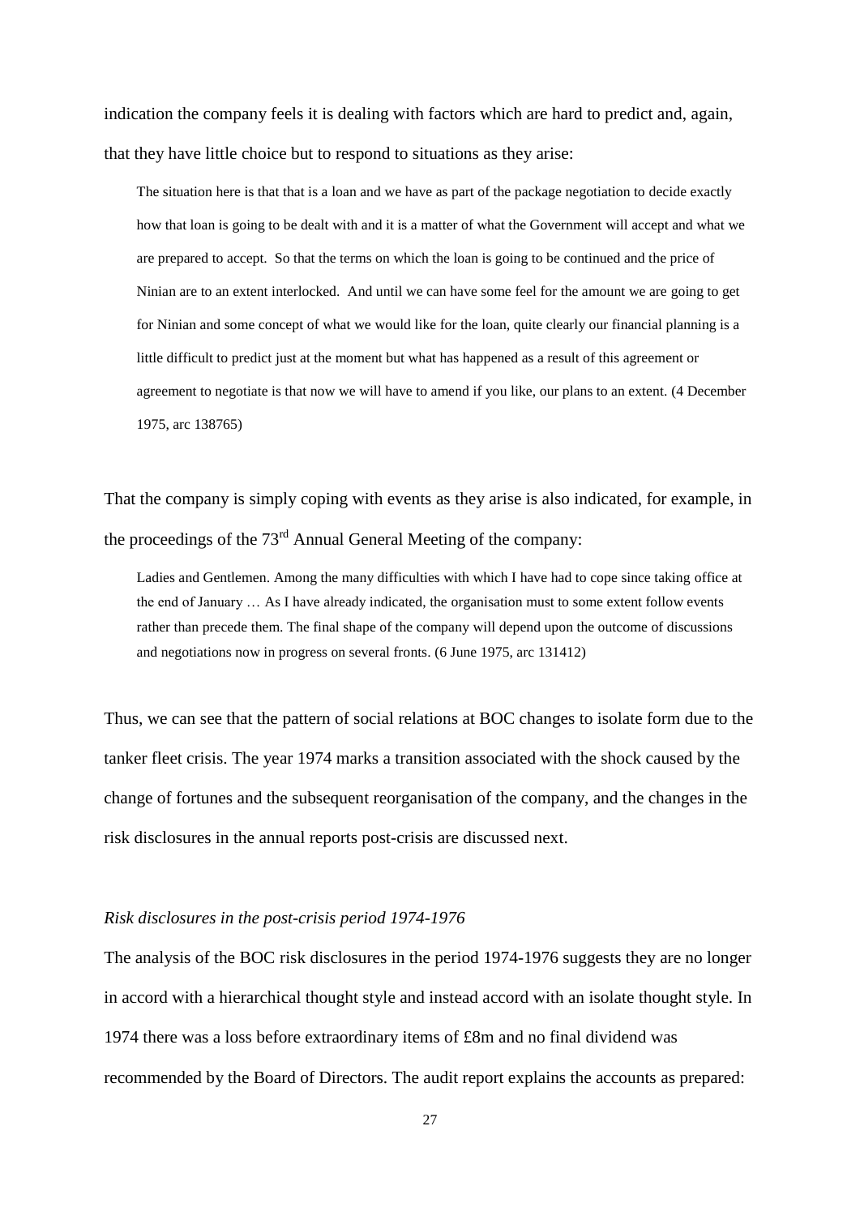indication the company feels it is dealing with factors which are hard to predict and, again, that they have little choice but to respond to situations as they arise:

> The situation here is that that is a loan and we have as part of the package negotiation to decide exactly how that loan is going to be dealt with and it is a matter of what the Government will accept and what we are prepared to accept. So that the terms on which the loan is going to be continued and the price of Ninian are to an extent interlocked. And until we can have some feel for the amount we are going to get for Ninian and some concept of what we would like for the loan, quite clearly our financial planning is a little difficult to predict just at the moment but what has happened as a result of this agreement or agreement to negotiate is that now we will have to amend if you like, our plans to an extent. (4 December 1975, arc 138765)

That the company is simply coping with events as they arise is also indicated, for example, in the proceedings of the 73rd Annual General Meeting of the company:

> Ladies and Gentlemen. Among the many difficulties with which I have had to cope since taking office at the end of January … As I have already indicated, the organisation must to some extent follow events rather than precede them. The final shape of the company will depend upon the outcome of discussions and negotiations now in progress on several fronts. (6 June 1975, arc 131412)

Thus, we can see that the pattern of social relations at BOC changes to isolate form due to the tanker fleet crisis. The year 1974 marks a transition associated with the shock caused by the change of fortunes and the subsequent reorganisation of the company, and the changes in the risk disclosures in the annual reports post-crisis are discussed next.

*Risk disclosures in the post-crisis period 1974-1976*

The analysis of the BOC risk disclosures in the period 1974-1976 suggests they are no longer in accord with a hierarchical thought style and instead accord with an isolate thought style. In 1974 there was a loss before extraordinary items of £8m and no final dividend was recommended by the Board of Directors. The audit report explains the accounts as prepared: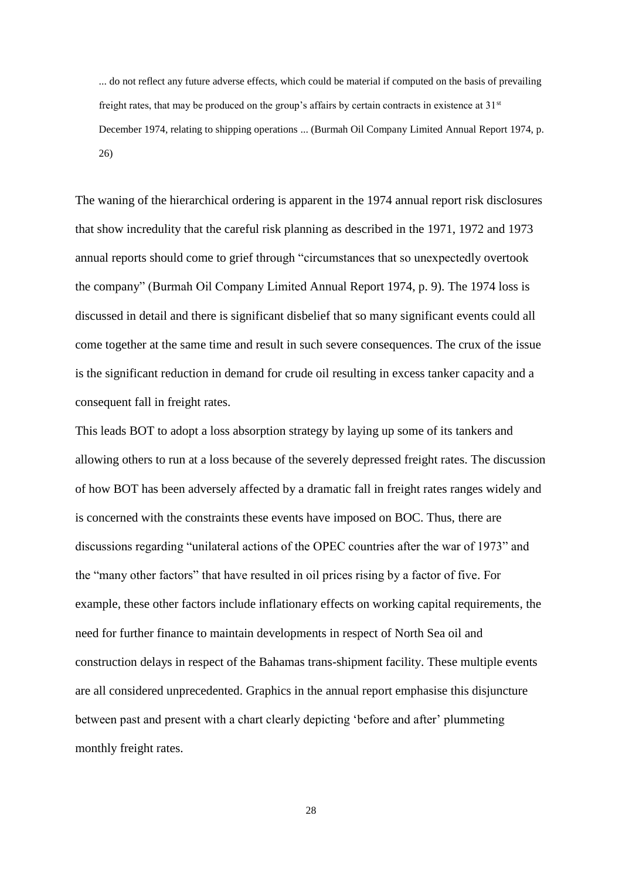> ... do not reflect any future adverse effects, which could be material if computed on the basis of prevailing freight rates, that may be produced on the group's affairs by certain contracts in existence at 31st December 1974, relating to shipping operations ... (Burmah Oil Company Limited Annual Report 1974, p. 26)

The waning of the hierarchical ordering is apparent in the 1974 annual report risk disclosures that show incredulity that the careful risk planning as described in the 1971, 1972 and 1973 annual reports should come to grief through "circumstances that so unexpectedly overtook the company" (Burmah Oil Company Limited Annual Report 1974, p. 9). The 1974 loss is discussed in detail and there is significant disbelief that so many significant events could all come together at the same time and result in such severe consequences. The crux of the issue is the significant reduction in demand for crude oil resulting in excess tanker capacity and a consequent fall in freight rates.

This leads BOT to adopt a loss absorption strategy by laying up some of its tankers and allowing others to run at a loss because of the severely depressed freight rates. The discussion of how BOT has been adversely affected by a dramatic fall in freight rates ranges widely and is concerned with the constraints these events have imposed on BOC. Thus, there are discussions regarding "unilateral actions of the OPEC countries after the war of 1973" and the "many other factors" that have resulted in oil prices rising by a factor of five. For example, these other factors include inflationary effects on working capital requirements, the need for further finance to maintain developments in respect of North Sea oil and construction delays in respect of the Bahamas trans-shipment facility. These multiple events are all considered unprecedented. Graphics in the annual report emphasise this disjuncture between past and present with a chart clearly depicting 'before and after' plummeting monthly freight rates.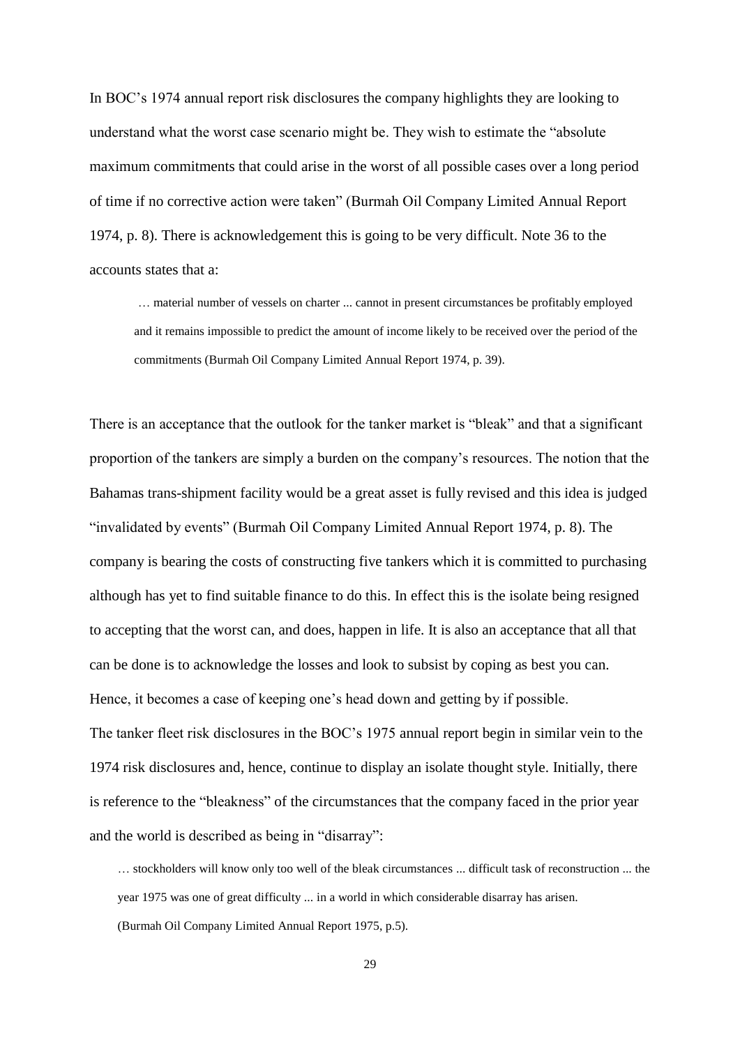In BOC's 1974 annual report risk disclosures the company highlights they are looking to understand what the worst case scenario might be. They wish to estimate the "absolute maximum commitments that could arise in the worst of all possible cases over a long period of time if no corrective action were taken" (Burmah Oil Company Limited Annual Report 1974, p. 8). There is acknowledgement this is going to be very difficult. Note 36 to the accounts states that a:

> … material number of vessels on charter ... cannot in present circumstances be profitably employed and it remains impossible to predict the amount of income likely to be received over the period of the commitments (Burmah Oil Company Limited Annual Report 1974, p. 39).

There is an acceptance that the outlook for the tanker market is "bleak" and that a significant proportion of the tankers are simply a burden on the company's resources. The notion that the Bahamas trans-shipment facility would be a great asset is fully revised and this idea is judged "invalidated by events" (Burmah Oil Company Limited Annual Report 1974, p. 8). The company is bearing the costs of constructing five tankers which it is committed to purchasing although has yet to find suitable finance to do this. In effect this is the isolate being resigned to accepting that the worst can, and does, happen in life. It is also an acceptance that all that can be done is to acknowledge the losses and look to subsist by coping as best you can. Hence, it becomes a case of keeping one's head down and getting by if possible.

The tanker fleet risk disclosures in the BOC's 1975 annual report begin in similar vein to the 1974 risk disclosures and, hence, continue to display an isolate thought style. Initially, there is reference to the "bleakness" of the circumstances that the company faced in the prior year and the world is described as being in "disarray":

> … stockholders will know only too well of the bleak circumstances ... difficult task of reconstruction ... the year 1975 was one of great difficulty ... in a world in which considerable disarray has arisen.
> (Burmah Oil Company Limited Annual Report 1975, p.5).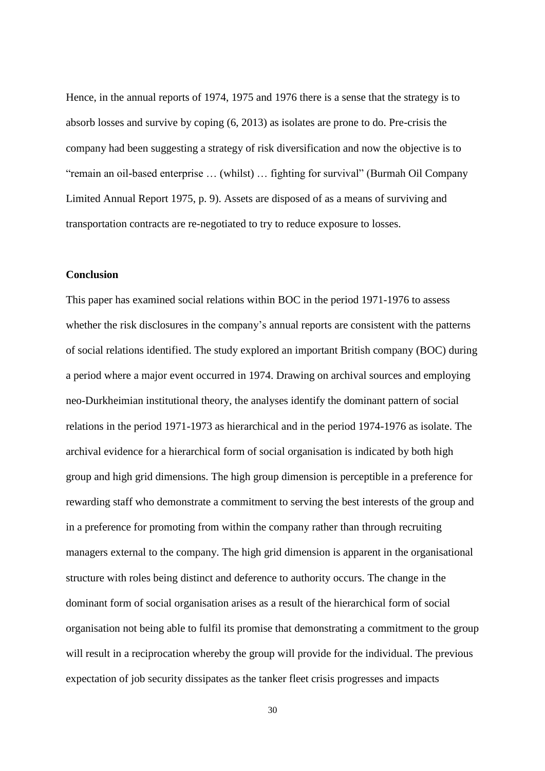Hence, in the annual reports of 1974, 1975 and 1976 there is a sense that the strategy is to absorb losses and survive by coping (6, 2013) as isolates are prone to do. Pre-crisis the company had been suggesting a strategy of risk diversification and now the objective is to "remain an oil-based enterprise … (whilst) … fighting for survival" (Burmah Oil Company Limited Annual Report 1975, p. 9). Assets are disposed of as a means of surviving and transportation contracts are re-negotiated to try to reduce exposure to losses.

## Conclusion

This paper has examined social relations within BOC in the period 1971-1976 to assess whether the risk disclosures in the company's annual reports are consistent with the patterns of social relations identified. The study explored an important British company (BOC) during a period where a major event occurred in 1974. Drawing on archival sources and employing neo-Durkheimian institutional theory, the analyses identify the dominant pattern of social relations in the period 1971-1973 as hierarchical and in the period 1974-1976 as isolate. The archival evidence for a hierarchical form of social organisation is indicated by both high group and high grid dimensions. The high group dimension is perceptible in a preference for rewarding staff who demonstrate a commitment to serving the best interests of the group and in a preference for promoting from within the company rather than through recruiting managers external to the company. The high grid dimension is apparent in the organisational structure with roles being distinct and deference to authority occurs. The change in the dominant form of social organisation arises as a result of the hierarchical form of social organisation not being able to fulfil its promise that demonstrating a commitment to the group will result in a reciprocation whereby the group will provide for the individual. The previous expectation of job security dissipates as the tanker fleet crisis progresses and impacts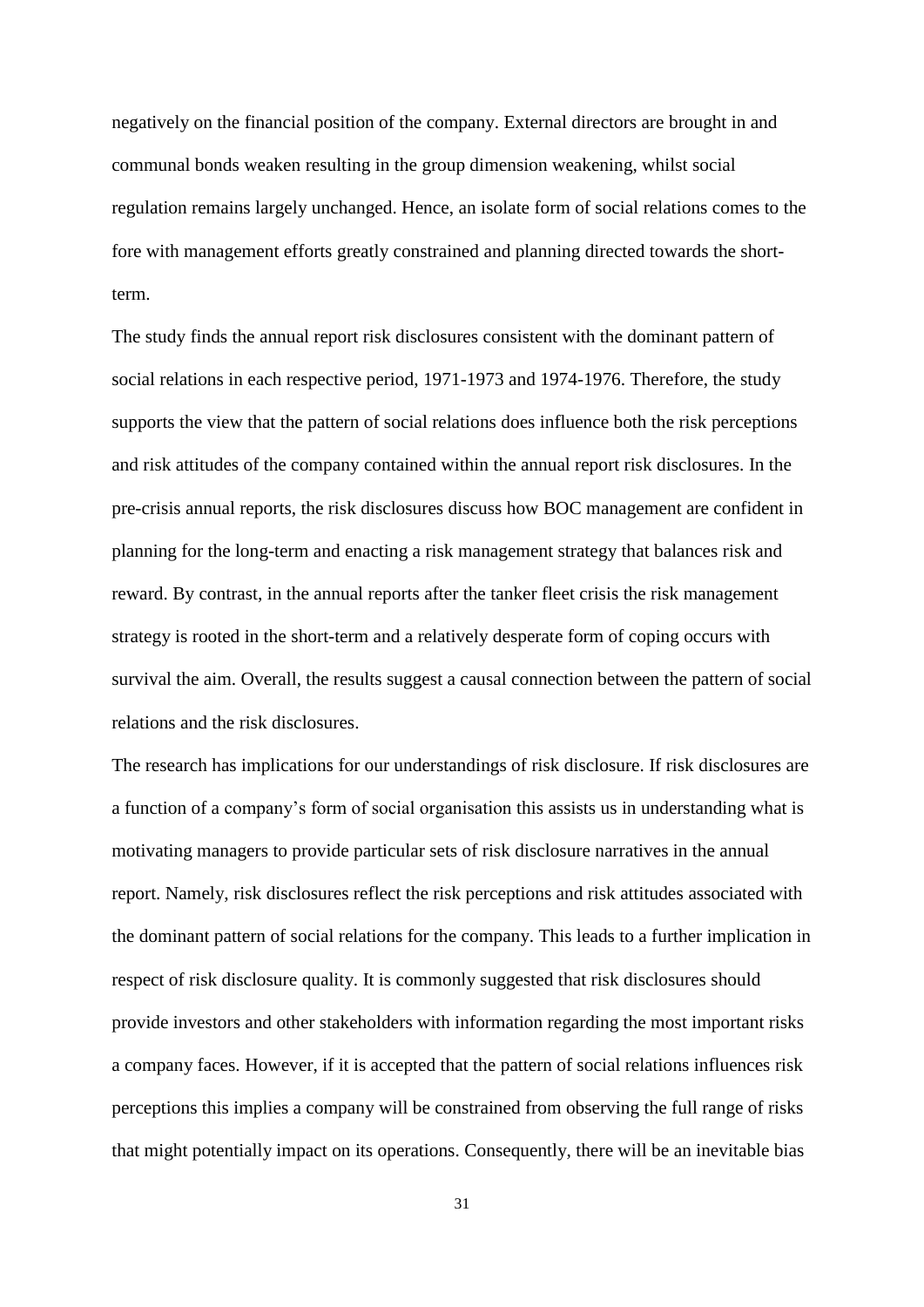negatively on the financial position of the company. External directors are brought in and communal bonds weaken resulting in the group dimension weakening, whilst social regulation remains largely unchanged. Hence, an isolate form of social relations comes to the fore with management efforts greatly constrained and planning directed towards the short-term.

The study finds the annual report risk disclosures consistent with the dominant pattern of social relations in each respective period, 1971-1973 and 1974-1976. Therefore, the study supports the view that the pattern of social relations does influence both the risk perceptions and risk attitudes of the company contained within the annual report risk disclosures. In the pre-crisis annual reports, the risk disclosures discuss how BOC management are confident in planning for the long-term and enacting a risk management strategy that balances risk and reward. By contrast, in the annual reports after the tanker fleet crisis the risk management strategy is rooted in the short-term and a relatively desperate form of coping occurs with survival the aim. Overall, the results suggest a causal connection between the pattern of social relations and the risk disclosures.

The research has implications for our understandings of risk disclosure. If risk disclosures are a function of a company's form of social organisation this assists us in understanding what is motivating managers to provide particular sets of risk disclosure narratives in the annual report. Namely, risk disclosures reflect the risk perceptions and risk attitudes associated with the dominant pattern of social relations for the company. This leads to a further implication in respect of risk disclosure quality. It is commonly suggested that risk disclosures should provide investors and other stakeholders with information regarding the most important risks a company faces. However, if it is accepted that the pattern of social relations influences risk perceptions this implies a company will be constrained from observing the full range of risks that might potentially impact on its operations. Consequently, there will be an inevitable bias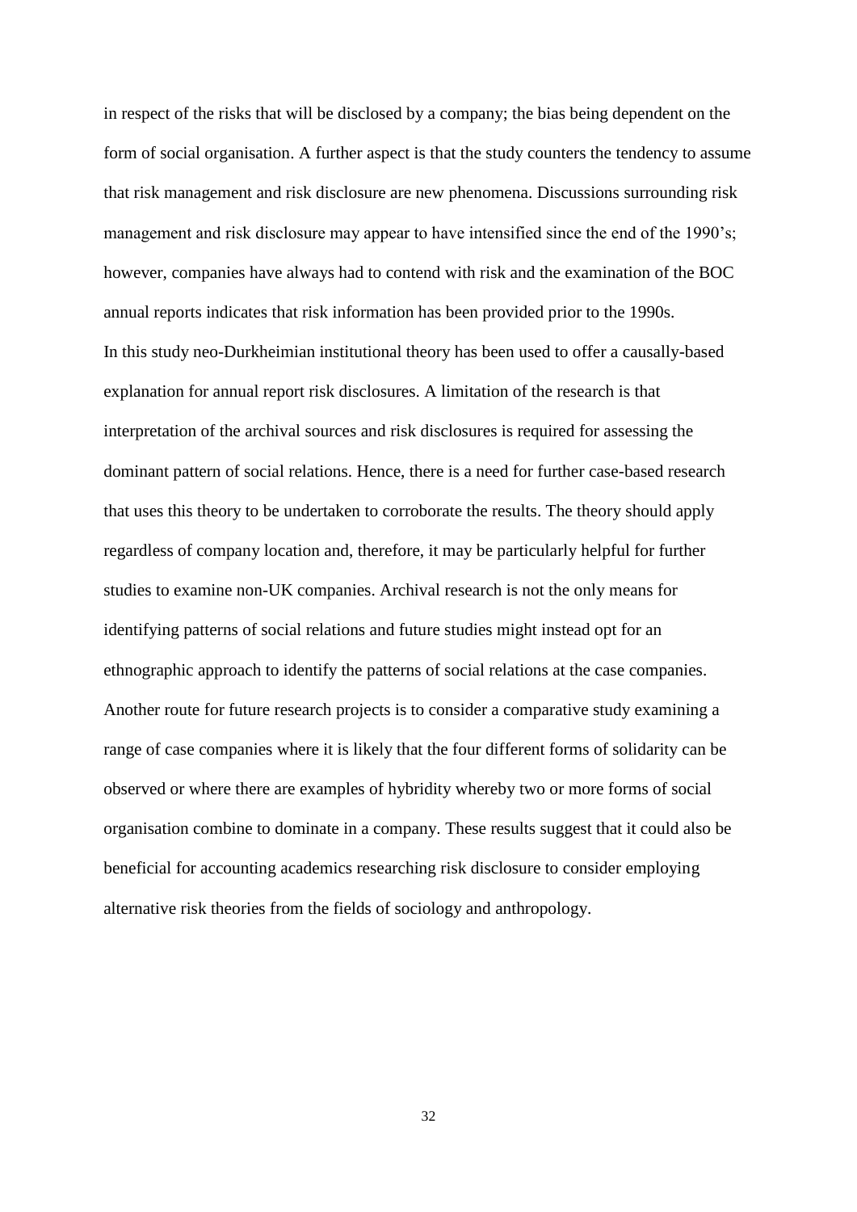in respect of the risks that will be disclosed by a company; the bias being dependent on the form of social organisation. A further aspect is that the study counters the tendency to assume that risk management and risk disclosure are new phenomena. Discussions surrounding risk management and risk disclosure may appear to have intensified since the end of the 1990's; however, companies have always had to contend with risk and the examination of the BOC annual reports indicates that risk information has been provided prior to the 1990s.

In this study neo-Durkheimian institutional theory has been used to offer a causally-based explanation for annual report risk disclosures. A limitation of the research is that interpretation of the archival sources and risk disclosures is required for assessing the dominant pattern of social relations. Hence, there is a need for further case-based research that uses this theory to be undertaken to corroborate the results. The theory should apply regardless of company location and, therefore, it may be particularly helpful for further studies to examine non-UK companies. Archival research is not the only means for identifying patterns of social relations and future studies might instead opt for an ethnographic approach to identify the patterns of social relations at the case companies. Another route for future research projects is to consider a comparative study examining a range of case companies where it is likely that the four different forms of solidarity can be observed or where there are examples of hybridity whereby two or more forms of social organisation combine to dominate in a company. These results suggest that it could also be beneficial for accounting academics researching risk disclosure to consider employing alternative risk theories from the fields of sociology and anthropology.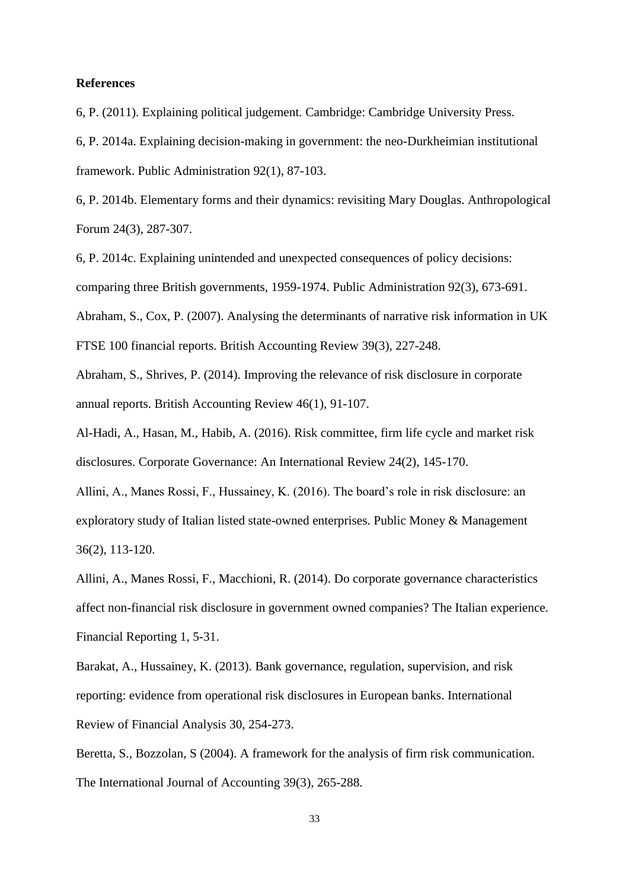**References**

6, P. (2011). Explaining political judgement. Cambridge: Cambridge University Press.

6, P. 2014a. Explaining decision-making in government: the neo-Durkheimian institutional framework. Public Administration 92(1), 87-103.

6, P. 2014b. Elementary forms and their dynamics: revisiting Mary Douglas. Anthropological Forum 24(3), 287-307.

6, P. 2014c. Explaining unintended and unexpected consequences of policy decisions: comparing three British governments, 1959-1974. Public Administration 92(3), 673-691.

Abraham, S., Cox, P. (2007). Analysing the determinants of narrative risk information in UK FTSE 100 financial reports. British Accounting Review 39(3), 227-248.

Abraham, S., Shrives, P. (2014). Improving the relevance of risk disclosure in corporate annual reports. British Accounting Review 46(1), 91-107.

Al-Hadi, A., Hasan, M., Habib, A. (2016). Risk committee, firm life cycle and market risk disclosures. Corporate Governance: An International Review 24(2), 145-170.

Allini, A., Manes Rossi, F., Hussainey, K. (2016). The board's role in risk disclosure: an exploratory study of Italian listed state-owned enterprises. Public Money & Management 36(2), 113-120.

Allini, A., Manes Rossi, F., Macchioni, R. (2014). Do corporate governance characteristics affect non-financial risk disclosure in government owned companies? The Italian experience. Financial Reporting 1, 5-31.

Barakat, A., Hussainey, K. (2013). Bank governance, regulation, supervision, and risk reporting: evidence from operational risk disclosures in European banks. International Review of Financial Analysis 30, 254-273.

Beretta, S., Bozzolan, S (2004). A framework for the analysis of firm risk communication. The International Journal of Accounting 39(3), 265-288.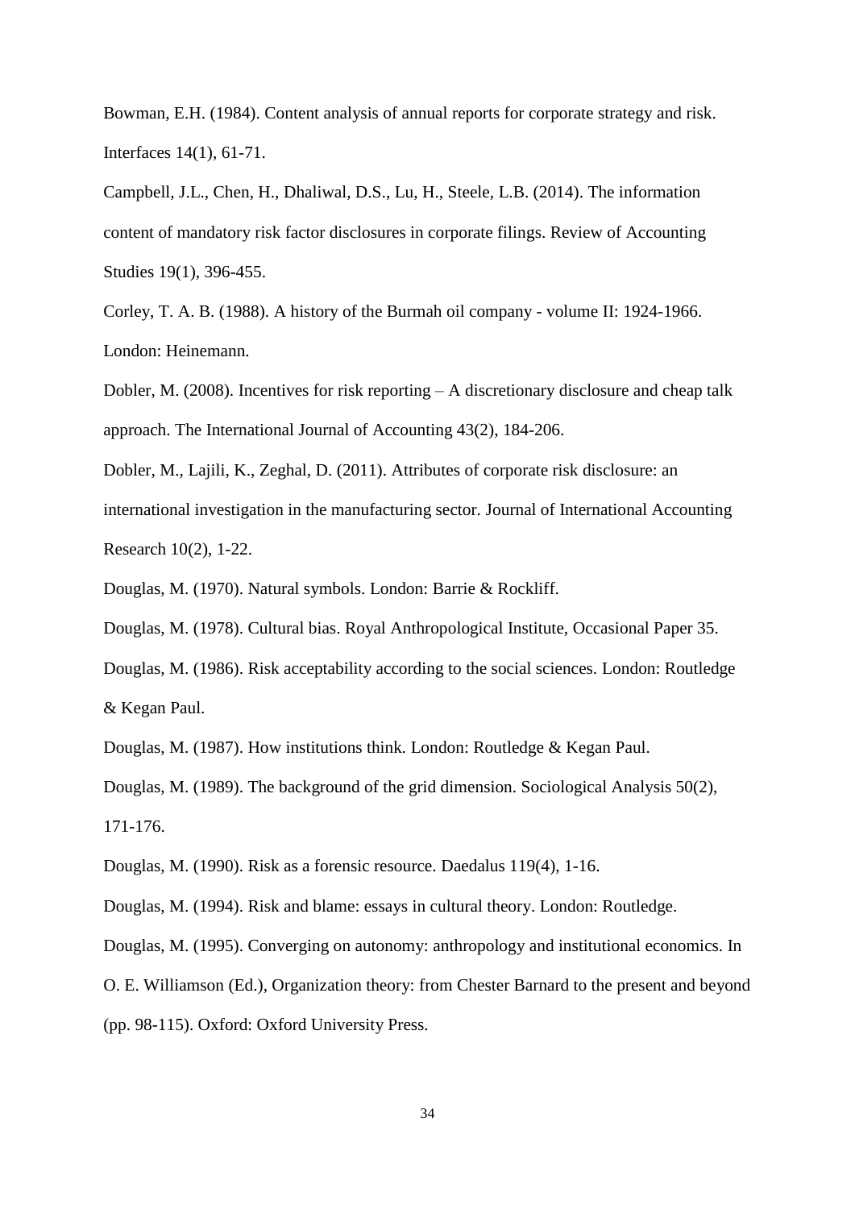Bowman, E.H. (1984). Content analysis of annual reports for corporate strategy and risk. Interfaces 14(1), 61-71.

Campbell, J.L., Chen, H., Dhaliwal, D.S., Lu, H., Steele, L.B. (2014). The information content of mandatory risk factor disclosures in corporate filings. Review of Accounting Studies 19(1), 396-455.

Corley, T. A. B. (1988). A history of the Burmah oil company - volume II: 1924-1966. London: Heinemann.

Dobler, M. (2008). Incentives for risk reporting – A discretionary disclosure and cheap talk approach. The International Journal of Accounting 43(2), 184-206.

Dobler, M., Lajili, K., Zeghal, D. (2011). Attributes of corporate risk disclosure: an international investigation in the manufacturing sector. Journal of International Accounting Research 10(2), 1-22.

Douglas, M. (1970). Natural symbols. London: Barrie & Rockliff.

Douglas, M. (1978). Cultural bias. Royal Anthropological Institute, Occasional Paper 35.

Douglas, M. (1986). Risk acceptability according to the social sciences. London: Routledge & Kegan Paul.

Douglas, M. (1987). How institutions think. London: Routledge & Kegan Paul.

Douglas, M. (1989). The background of the grid dimension. Sociological Analysis 50(2), 171-176.

Douglas, M. (1990). Risk as a forensic resource. Daedalus 119(4), 1-16.

Douglas, M. (1994). Risk and blame: essays in cultural theory. London: Routledge.

Douglas, M. (1995). Converging on autonomy: anthropology and institutional economics. In O. E. Williamson (Ed.), Organization theory: from Chester Barnard to the present and beyond (pp. 98-115). Oxford: Oxford University Press.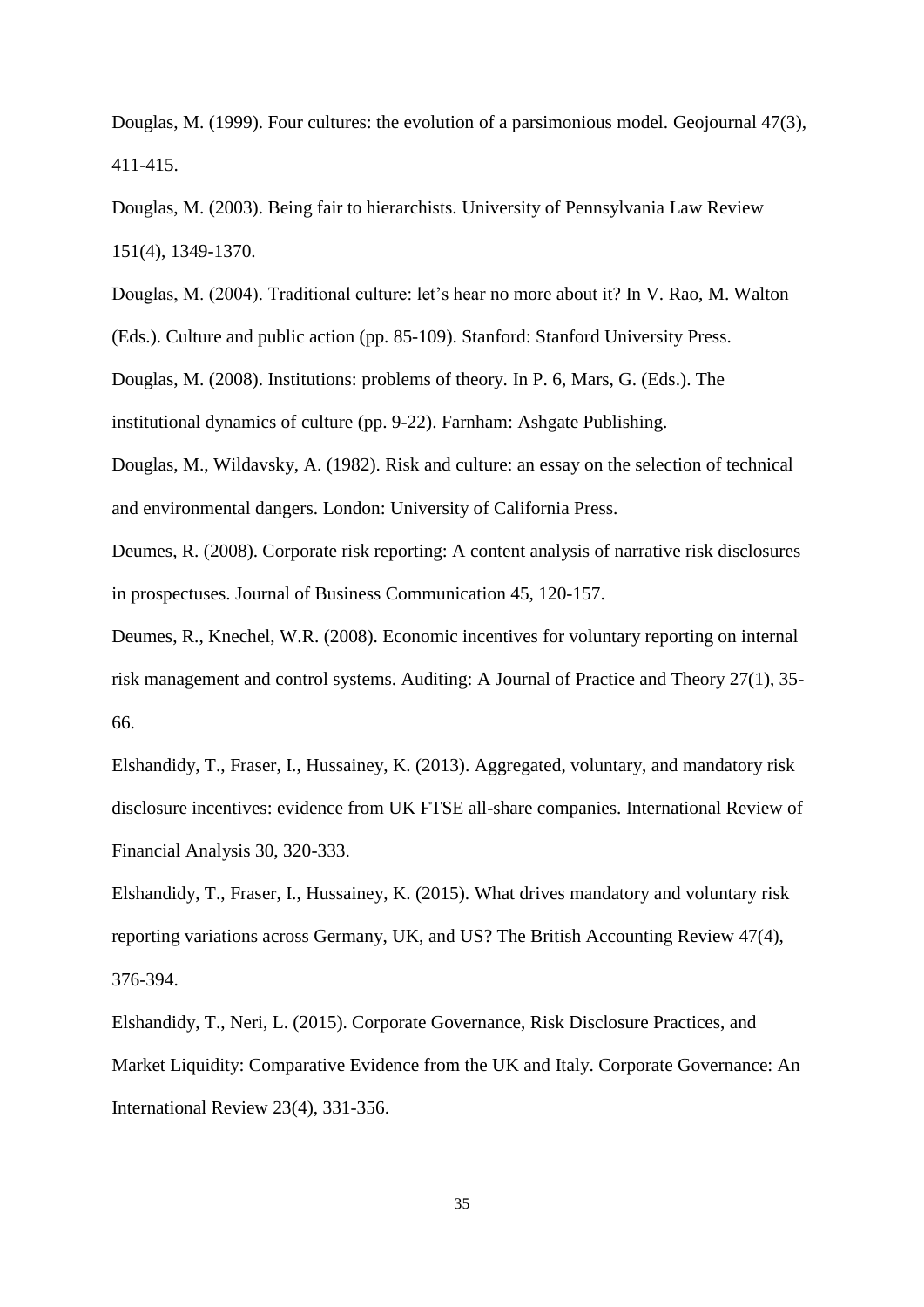Douglas, M. (1999). Four cultures: the evolution of a parsimonious model. Geojournal 47(3), 411-415.

Douglas, M. (2003). Being fair to hierarchists. University of Pennsylvania Law Review 151(4), 1349-1370.

Douglas, M. (2004). Traditional culture: let's hear no more about it? In V. Rao, M. Walton (Eds.). Culture and public action (pp. 85-109). Stanford: Stanford University Press.

Douglas, M. (2008). Institutions: problems of theory. In P. 6, Mars, G. (Eds.). The institutional dynamics of culture (pp. 9-22). Farnham: Ashgate Publishing.

Douglas, M., Wildavsky, A. (1982). Risk and culture: an essay on the selection of technical and environmental dangers. London: University of California Press.

Deumes, R. (2008). Corporate risk reporting: A content analysis of narrative risk disclosures in prospectuses. Journal of Business Communication 45, 120-157.

Deumes, R., Knechel, W.R. (2008). Economic incentives for voluntary reporting on internal risk management and control systems. Auditing: A Journal of Practice and Theory 27(1), 35-66.

Elshandidy, T., Fraser, I., Hussainey, K. (2013). Aggregated, voluntary, and mandatory risk disclosure incentives: evidence from UK FTSE all-share companies. International Review of Financial Analysis 30, 320-333.

Elshandidy, T., Fraser, I., Hussainey, K. (2015). What drives mandatory and voluntary risk reporting variations across Germany, UK, and US? The British Accounting Review 47(4), 376-394.

Elshandidy, T., Neri, L. (2015). Corporate Governance, Risk Disclosure Practices, and Market Liquidity: Comparative Evidence from the UK and Italy. Corporate Governance: An International Review 23(4), 331-356.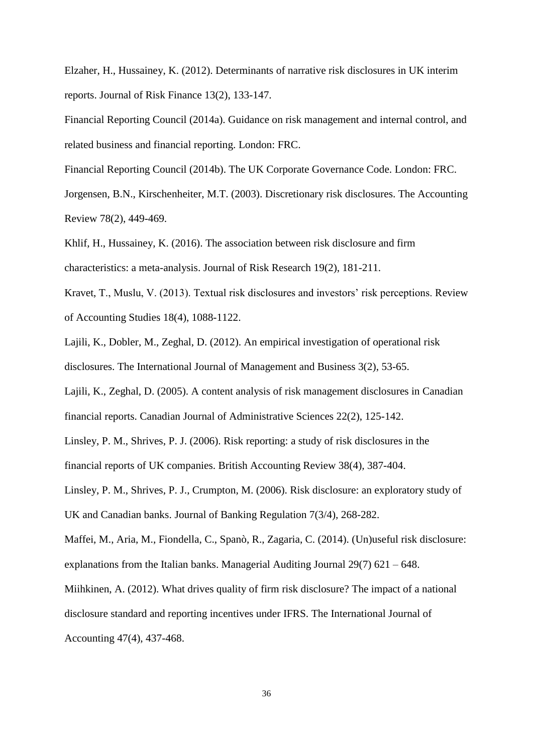Elzaher, H., Hussainey, K. (2012). Determinants of narrative risk disclosures in UK interim reports. Journal of Risk Finance 13(2), 133-147.

Financial Reporting Council (2014a). Guidance on risk management and internal control, and related business and financial reporting. London: FRC.

Financial Reporting Council (2014b). The UK Corporate Governance Code. London: FRC.

Jorgensen, B.N., Kirschenheiter, M.T. (2003). Discretionary risk disclosures. The Accounting Review 78(2), 449-469.

Khlif, H., Hussainey, K. (2016). The association between risk disclosure and firm characteristics: a meta-analysis. Journal of Risk Research 19(2), 181-211.

Kravet, T., Muslu, V. (2013). Textual risk disclosures and investors' risk perceptions. Review of Accounting Studies 18(4), 1088-1122.

Lajili, K., Dobler, M., Zeghal, D. (2012). An empirical investigation of operational risk disclosures. The International Journal of Management and Business 3(2), 53-65.

Lajili, K., Zeghal, D. (2005). A content analysis of risk management disclosures in Canadian financial reports. Canadian Journal of Administrative Sciences 22(2), 125-142.

Linsley, P. M., Shrives, P. J. (2006). Risk reporting: a study of risk disclosures in the financial reports of UK companies. British Accounting Review 38(4), 387-404.

Linsley, P. M., Shrives, P. J., Crumpton, M. (2006). Risk disclosure: an exploratory study of UK and Canadian banks. Journal of Banking Regulation 7(3/4), 268-282.

Maffei, M., Aria, M., Fiondella, C., Spanò, R., Zagaria, C. (2014). (Un)useful risk disclosure: explanations from the Italian banks. Managerial Auditing Journal 29(7) 621 – 648.

Miihkinen, A. (2012). What drives quality of firm risk disclosure? The impact of a national disclosure standard and reporting incentives under IFRS. The International Journal of Accounting 47(4), 437-468.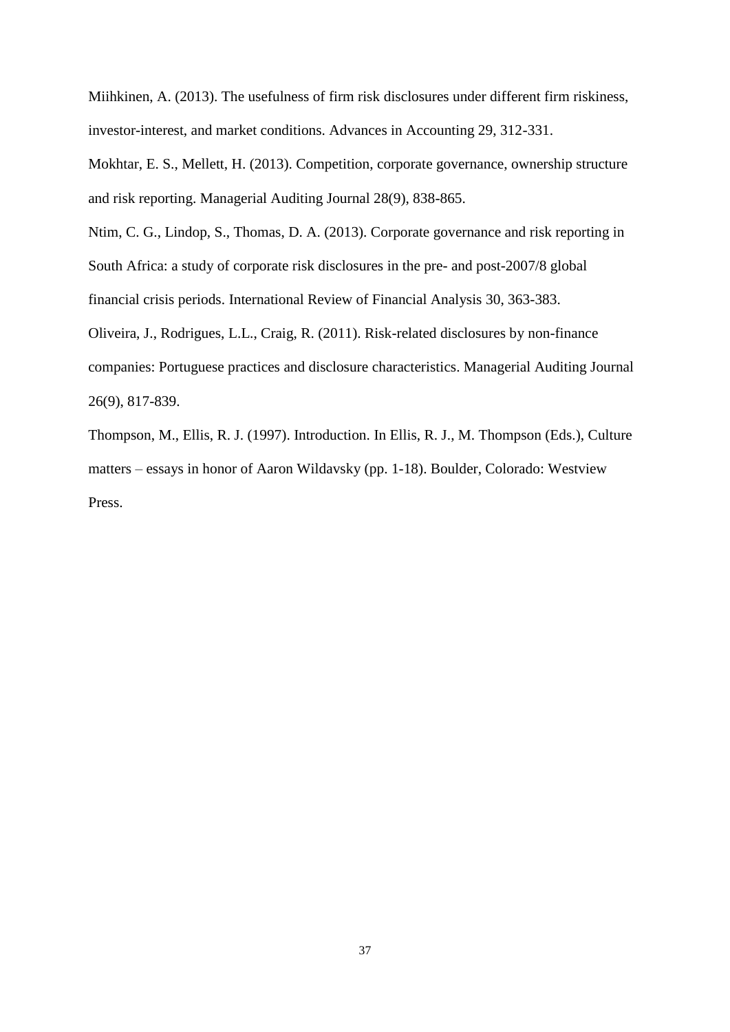Miihkinen, A. (2013). The usefulness of firm risk disclosures under different firm riskiness, investor-interest, and market conditions. Advances in Accounting 29, 312-331.

Mokhtar, E. S., Mellett, H. (2013). Competition, corporate governance, ownership structure and risk reporting. Managerial Auditing Journal 28(9), 838-865.

Ntim, C. G., Lindop, S., Thomas, D. A. (2013). Corporate governance and risk reporting in South Africa: a study of corporate risk disclosures in the pre- and post-2007/8 global financial crisis periods. International Review of Financial Analysis 30, 363-383.

Oliveira, J., Rodrigues, L.L., Craig, R. (2011). Risk-related disclosures by non-finance companies: Portuguese practices and disclosure characteristics. Managerial Auditing Journal 26(9), 817-839.

Thompson, M., Ellis, R. J. (1997). Introduction. In Ellis, R. J., M. Thompson (Eds.), Culture matters – essays in honor of Aaron Wildavsky (pp. 1-18). Boulder, Colorado: Westview Press.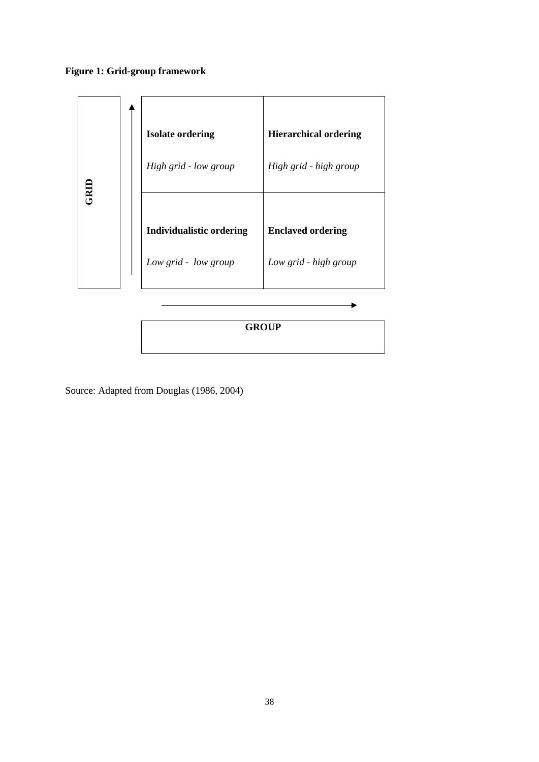**Figure 1: Grid-group framework**

| GRID ↑ | | GROUP → |
|---|---|---|
| | **Isolate ordering**<br>*High grid - low group* | **Hierarchical ordering**<br>*High grid - high group* |
| | **Individualistic ordering**<br>*Low grid - low group* | **Enclaved ordering**<br>*Low grid - high group* |

Source: Adapted from Douglas (1986, 2004)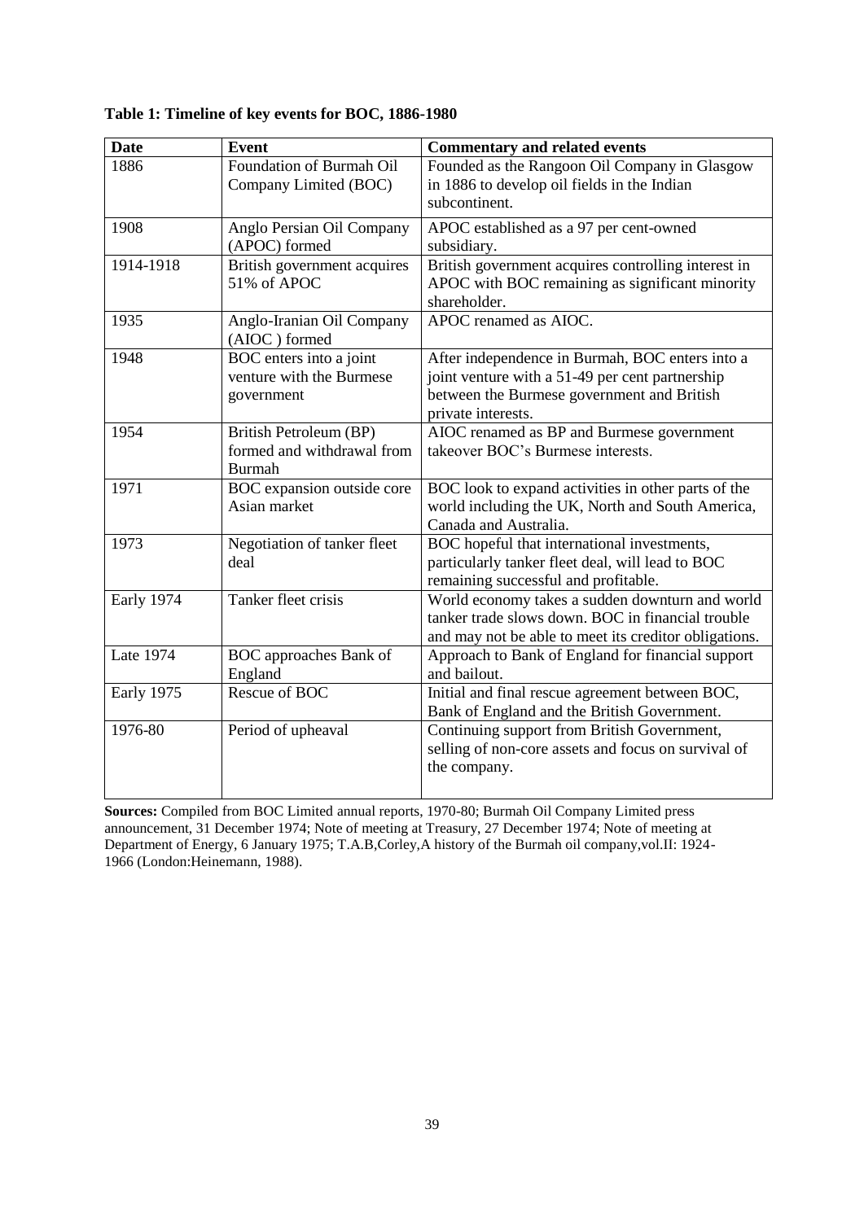**Table 1: Timeline of key events for BOC, 1886-1980**

| Date | Event | Commentary and related events |
|---|---|---|
| 1886 | Foundation of Burmah Oil Company Limited (BOC) | Founded as the Rangoon Oil Company in Glasgow in 1886 to develop oil fields in the Indian subcontinent. |
| 1908 | Anglo Persian Oil Company (APOC) formed | APOC established as a 97 per cent-owned subsidiary. |
| 1914-1918 | British government acquires 51% of APOC | British government acquires controlling interest in APOC with BOC remaining as significant minority shareholder. |
| 1935 | Anglo-Iranian Oil Company (AIOC ) formed | APOC renamed as AIOC. |
| 1948 | BOC enters into a joint venture with the Burmese government | After independence in Burmah, BOC enters into a joint venture with a 51-49 per cent partnership between the Burmese government and British private interests. |
| 1954 | British Petroleum (BP) formed and withdrawal from Burmah | AIOC renamed as BP and Burmese government takeover BOC's Burmese interests. |
| 1971 | BOC expansion outside core Asian market | BOC look to expand activities in other parts of the world including the UK, North and South America, Canada and Australia. |
| 1973 | Negotiation of tanker fleet deal | BOC hopeful that international investments, particularly tanker fleet deal, will lead to BOC remaining successful and profitable. |
| Early 1974 | Tanker fleet crisis | World economy takes a sudden downturn and world tanker trade slows down. BOC in financial trouble and may not be able to meet its creditor obligations. |
| Late 1974 | BOC approaches Bank of England | Approach to Bank of England for financial support and bailout. |
| Early 1975 | Rescue of BOC | Initial and final rescue agreement between BOC, Bank of England and the British Government. |
| 1976-80 | Period of upheaval | Continuing support from British Government, selling of non-core assets and focus on survival of the company. |

**Sources:** Compiled from BOC Limited annual reports, 1970-80; Burmah Oil Company Limited press announcement, 31 December 1974; Note of meeting at Treasury, 27 December 1974; Note of meeting at Department of Energy, 6 January 1975; T.A.B,Corley,A history of the Burmah oil company,vol.II: 1924-1966 (London:Heinemann, 1988).